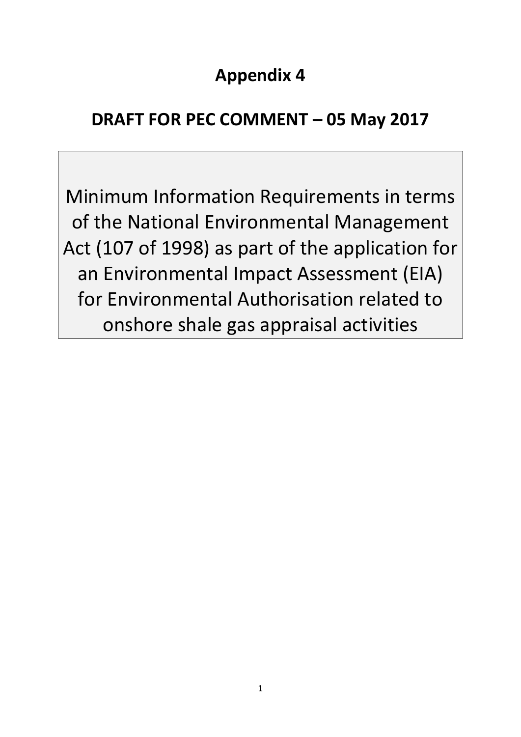# Appendix 4

## DRAFT FOR PEC COMMENT – 05 May 2017

Minimum Information Requirements in terms of the National Environmental Management Act (107 of 1998) as part of the application for an Environmental Impact Assessment (EIA) for Environmental Authorisation related to onshore shale gas appraisal activities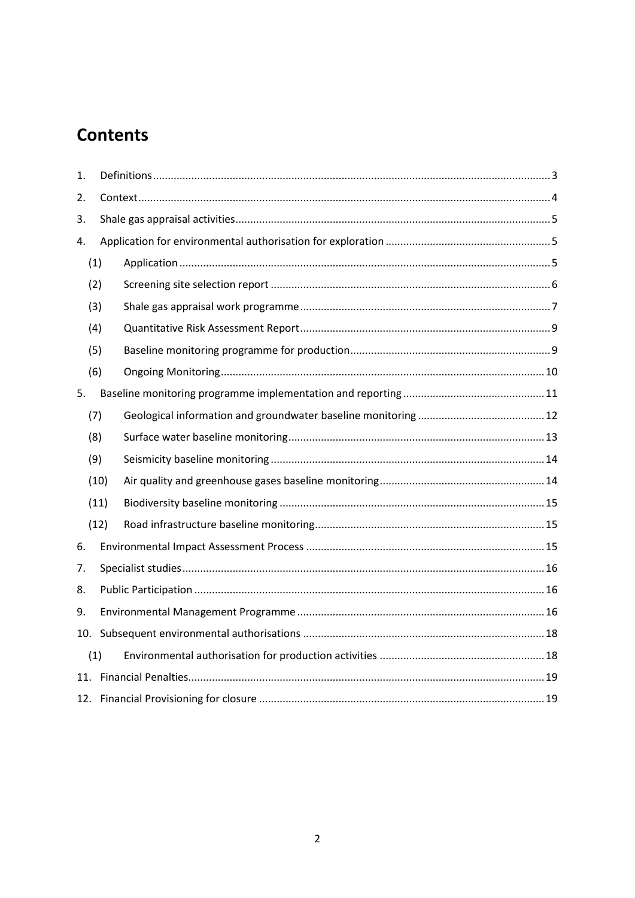# Contents

1. Definitions ..... 3
2. Context ..... 4
3. Shale gas appraisal activities ..... 5
4. Application for environmental authorisation for exploration ..... 5
   - (1) Application ..... 5
   - (2) Screening site selection report ..... 6
   - (3) Shale gas appraisal work programme ..... 7
   - (4) Quantitative Risk Assessment Report ..... 9
   - (5) Baseline monitoring programme for production ..... 9
   - (6) Ongoing Monitoring ..... 10
5. Baseline monitoring programme implementation and reporting ..... 11
   - (7) Geological information and groundwater baseline monitoring ..... 12
   - (8) Surface water baseline monitoring ..... 13
   - (9) Seismicity baseline monitoring ..... 14
   - (10) Air quality and greenhouse gases baseline monitoring ..... 14
   - (11) Biodiversity baseline monitoring ..... 15
   - (12) Road infrastructure baseline monitoring ..... 15
6. Environmental Impact Assessment Process ..... 15
7. Specialist studies ..... 16
8. Public Participation ..... 16
9. Environmental Management Programme ..... 16
10. Subsequent environmental authorisations ..... 18
    - (1) Environmental authorisation for production activities ..... 18
11. Financial Penalties ..... 19
12. Financial Provisioning for closure ..... 19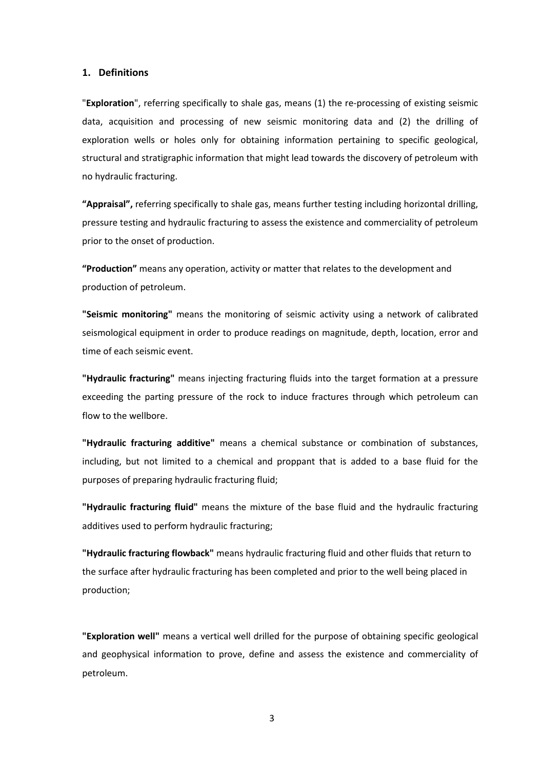## 1. Definitions

"**Exploration**", referring specifically to shale gas, means (1) the re-processing of existing seismic data, acquisition and processing of new seismic monitoring data and (2) the drilling of exploration wells or holes only for obtaining information pertaining to specific geological, structural and stratigraphic information that might lead towards the discovery of petroleum with no hydraulic fracturing.

**"Appraisal",** referring specifically to shale gas, means further testing including horizontal drilling, pressure testing and hydraulic fracturing to assess the existence and commerciality of petroleum prior to the onset of production.

**"Production"** means any operation, activity or matter that relates to the development and production of petroleum.

**"Seismic monitoring"** means the monitoring of seismic activity using a network of calibrated seismological equipment in order to produce readings on magnitude, depth, location, error and time of each seismic event.

**"Hydraulic fracturing"** means injecting fracturing fluids into the target formation at a pressure exceeding the parting pressure of the rock to induce fractures through which petroleum can flow to the wellbore.

**"Hydraulic fracturing additive"** means a chemical substance or combination of substances, including, but not limited to a chemical and proppant that is added to a base fluid for the purposes of preparing hydraulic fracturing fluid;

**"Hydraulic fracturing fluid"** means the mixture of the base fluid and the hydraulic fracturing additives used to perform hydraulic fracturing;

**"Hydraulic fracturing flowback"** means hydraulic fracturing fluid and other fluids that return to the surface after hydraulic fracturing has been completed and prior to the well being placed in production;

**"Exploration well"** means a vertical well drilled for the purpose of obtaining specific geological and geophysical information to prove, define and assess the existence and commerciality of petroleum.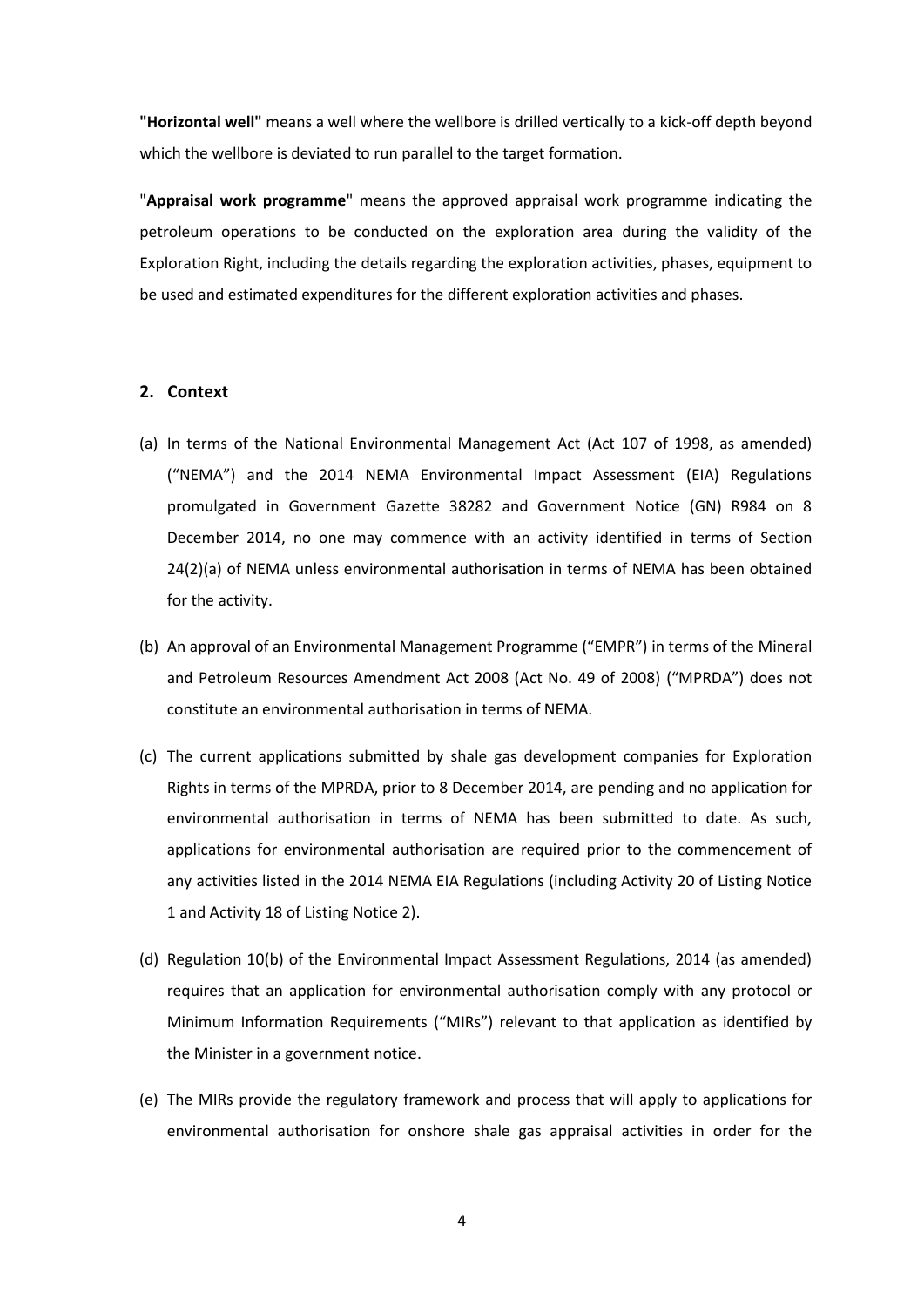**"Horizontal well"** means a well where the wellbore is drilled vertically to a kick-off depth beyond which the wellbore is deviated to run parallel to the target formation.

"**Appraisal work programme**" means the approved appraisal work programme indicating the petroleum operations to be conducted on the exploration area during the validity of the Exploration Right, including the details regarding the exploration activities, phases, equipment to be used and estimated expenditures for the different exploration activities and phases.

## 2. Context

(a) In terms of the National Environmental Management Act (Act 107 of 1998, as amended) ("NEMA") and the 2014 NEMA Environmental Impact Assessment (EIA) Regulations promulgated in Government Gazette 38282 and Government Notice (GN) R984 on 8 December 2014, no one may commence with an activity identified in terms of Section 24(2)(a) of NEMA unless environmental authorisation in terms of NEMA has been obtained for the activity.

(b) An approval of an Environmental Management Programme ("EMPR") in terms of the Mineral and Petroleum Resources Amendment Act 2008 (Act No. 49 of 2008) ("MPRDA") does not constitute an environmental authorisation in terms of NEMA.

(c) The current applications submitted by shale gas development companies for Exploration Rights in terms of the MPRDA, prior to 8 December 2014, are pending and no application for environmental authorisation in terms of NEMA has been submitted to date. As such, applications for environmental authorisation are required prior to the commencement of any activities listed in the 2014 NEMA EIA Regulations (including Activity 20 of Listing Notice 1 and Activity 18 of Listing Notice 2).

(d) Regulation 10(b) of the Environmental Impact Assessment Regulations, 2014 (as amended) requires that an application for environmental authorisation comply with any protocol or Minimum Information Requirements ("MIRs") relevant to that application as identified by the Minister in a government notice.

(e) The MIRs provide the regulatory framework and process that will apply to applications for environmental authorisation for onshore shale gas appraisal activities in order for the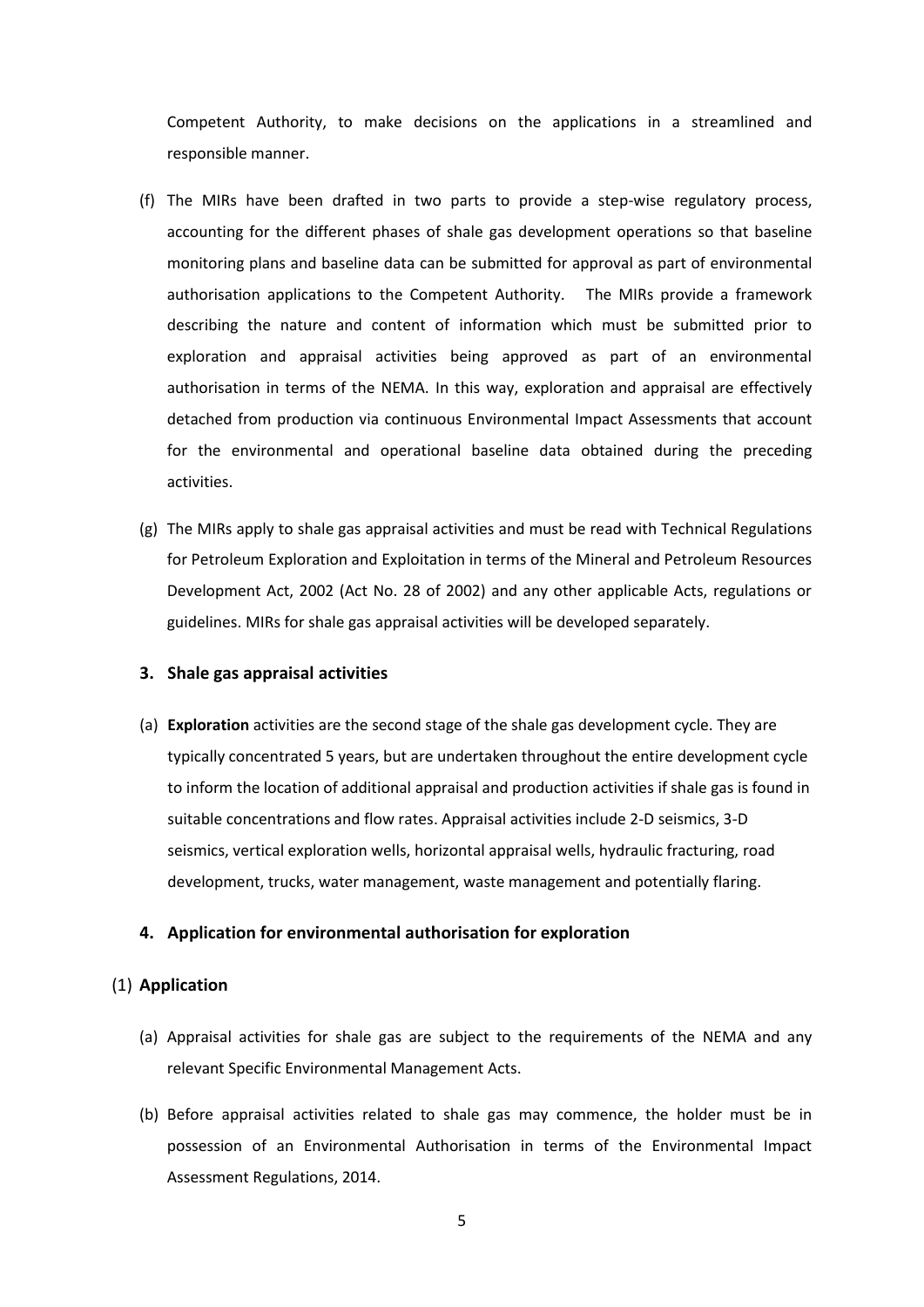Competent Authority, to make decisions on the applications in a streamlined and responsible manner.

(f) The MIRs have been drafted in two parts to provide a step-wise regulatory process, accounting for the different phases of shale gas development operations so that baseline monitoring plans and baseline data can be submitted for approval as part of environmental authorisation applications to the Competent Authority. The MIRs provide a framework describing the nature and content of information which must be submitted prior to exploration and appraisal activities being approved as part of an environmental authorisation in terms of the NEMA. In this way, exploration and appraisal are effectively detached from production via continuous Environmental Impact Assessments that account for the environmental and operational baseline data obtained during the preceding activities.

(g) The MIRs apply to shale gas appraisal activities and must be read with Technical Regulations for Petroleum Exploration and Exploitation in terms of the Mineral and Petroleum Resources Development Act, 2002 (Act No. 28 of 2002) and any other applicable Acts, regulations or guidelines. MIRs for shale gas appraisal activities will be developed separately.

### 3. Shale gas appraisal activities

(a) **Exploration** activities are the second stage of the shale gas development cycle. They are typically concentrated 5 years, but are undertaken throughout the entire development cycle to inform the location of additional appraisal and production activities if shale gas is found in suitable concentrations and flow rates. Appraisal activities include 2-D seismics, 3-D seismics, vertical exploration wells, horizontal appraisal wells, hydraulic fracturing, road development, trucks, water management, waste management and potentially flaring.

### 4. Application for environmental authorisation for exploration

#### (1) Application

(a) Appraisal activities for shale gas are subject to the requirements of the NEMA and any relevant Specific Environmental Management Acts.

(b) Before appraisal activities related to shale gas may commence, the holder must be in possession of an Environmental Authorisation in terms of the Environmental Impact Assessment Regulations, 2014.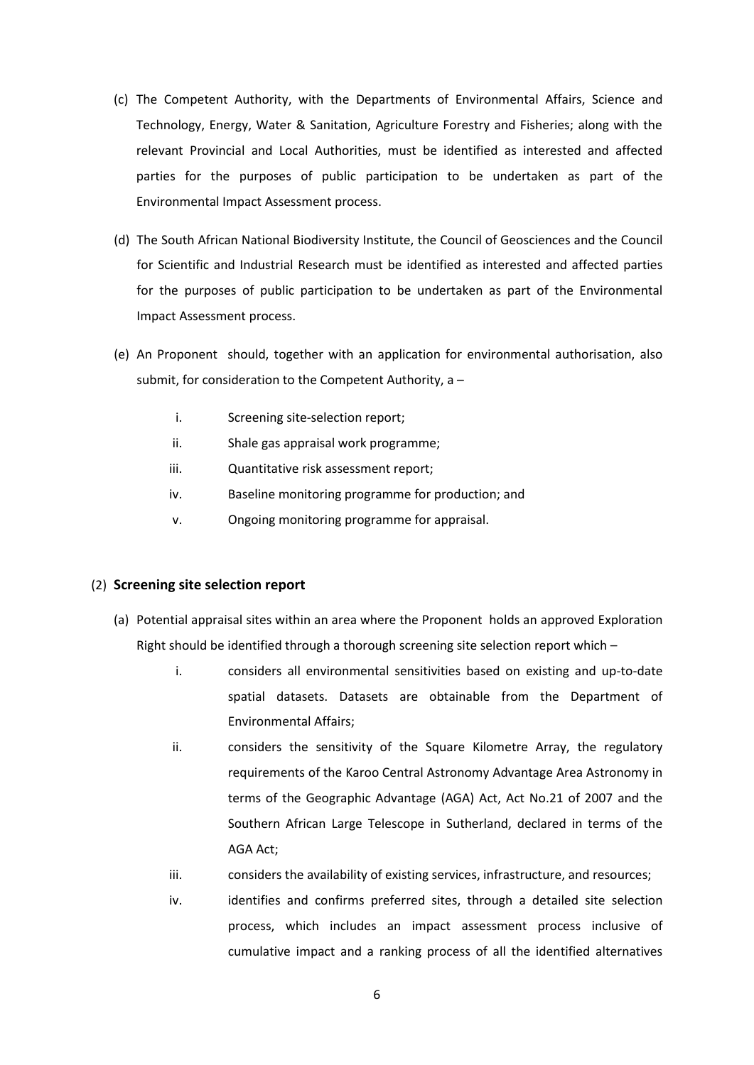(c) The Competent Authority, with the Departments of Environmental Affairs, Science and Technology, Energy, Water & Sanitation, Agriculture Forestry and Fisheries; along with the relevant Provincial and Local Authorities, must be identified as interested and affected parties for the purposes of public participation to be undertaken as part of the Environmental Impact Assessment process.

(d) The South African National Biodiversity Institute, the Council of Geosciences and the Council for Scientific and Industrial Research must be identified as interested and affected parties for the purposes of public participation to be undertaken as part of the Environmental Impact Assessment process.

(e) An Proponent should, together with an application for environmental authorisation, also submit, for consideration to the Competent Authority, a –

   i. Screening site-selection report;

   ii. Shale gas appraisal work programme;

   iii. Quantitative risk assessment report;

   iv. Baseline monitoring programme for production; and

   v. Ongoing monitoring programme for appraisal.

(2) **Screening site selection report**

(a) Potential appraisal sites within an area where the Proponent holds an approved Exploration Right should be identified through a thorough screening site selection report which –

   i. considers all environmental sensitivities based on existing and up-to-date spatial datasets. Datasets are obtainable from the Department of Environmental Affairs;

   ii. considers the sensitivity of the Square Kilometre Array, the regulatory requirements of the Karoo Central Astronomy Advantage Area Astronomy in terms of the Geographic Advantage (AGA) Act, Act No.21 of 2007 and the Southern African Large Telescope in Sutherland, declared in terms of the AGA Act;

   iii. considers the availability of existing services, infrastructure, and resources;

   iv. identifies and confirms preferred sites, through a detailed site selection process, which includes an impact assessment process inclusive of cumulative impact and a ranking process of all the identified alternatives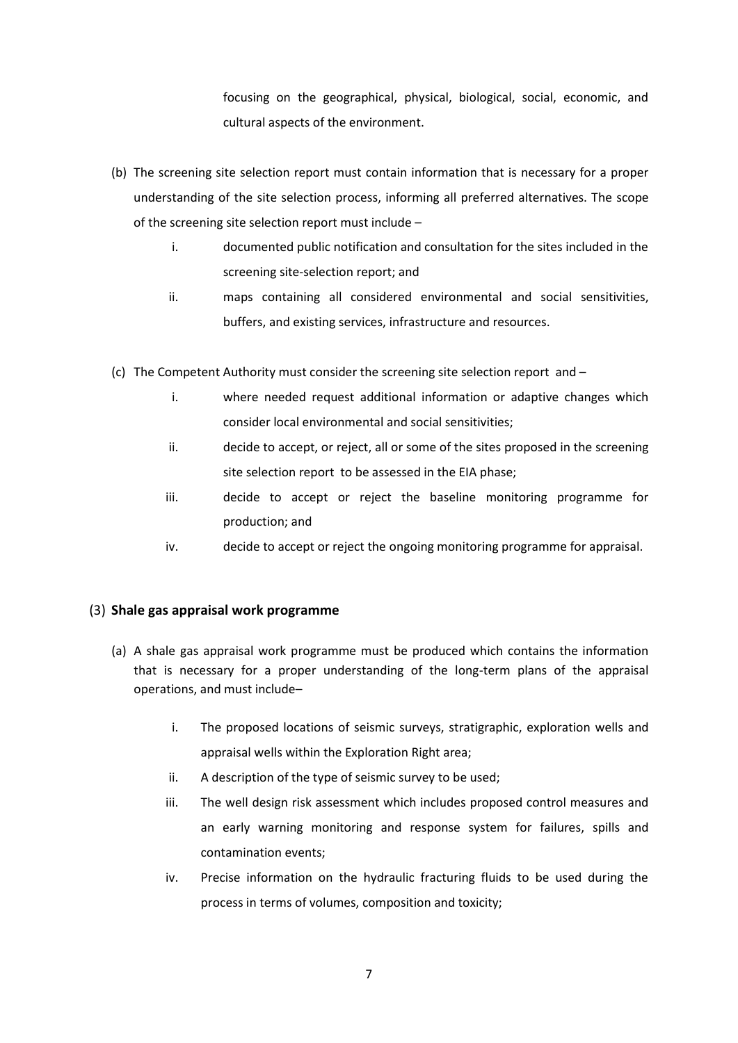focusing on the geographical, physical, biological, social, economic, and cultural aspects of the environment.

(b) The screening site selection report must contain information that is necessary for a proper understanding of the site selection process, informing all preferred alternatives. The scope of the screening site selection report must include –

  i. documented public notification and consultation for the sites included in the screening site-selection report; and

  ii. maps containing all considered environmental and social sensitivities, buffers, and existing services, infrastructure and resources.

(c) The Competent Authority must consider the screening site selection report and –

  i. where needed request additional information or adaptive changes which consider local environmental and social sensitivities;

  ii. decide to accept, or reject, all or some of the sites proposed in the screening site selection report to be assessed in the EIA phase;

  iii. decide to accept or reject the baseline monitoring programme for production; and

  iv. decide to accept or reject the ongoing monitoring programme for appraisal.

(3) **Shale gas appraisal work programme**

(a) A shale gas appraisal work programme must be produced which contains the information that is necessary for a proper understanding of the long-term plans of the appraisal operations, and must include–

  i. The proposed locations of seismic surveys, stratigraphic, exploration wells and appraisal wells within the Exploration Right area;

  ii. A description of the type of seismic survey to be used;

  iii. The well design risk assessment which includes proposed control measures and an early warning monitoring and response system for failures, spills and contamination events;

  iv. Precise information on the hydraulic fracturing fluids to be used during the process in terms of volumes, composition and toxicity;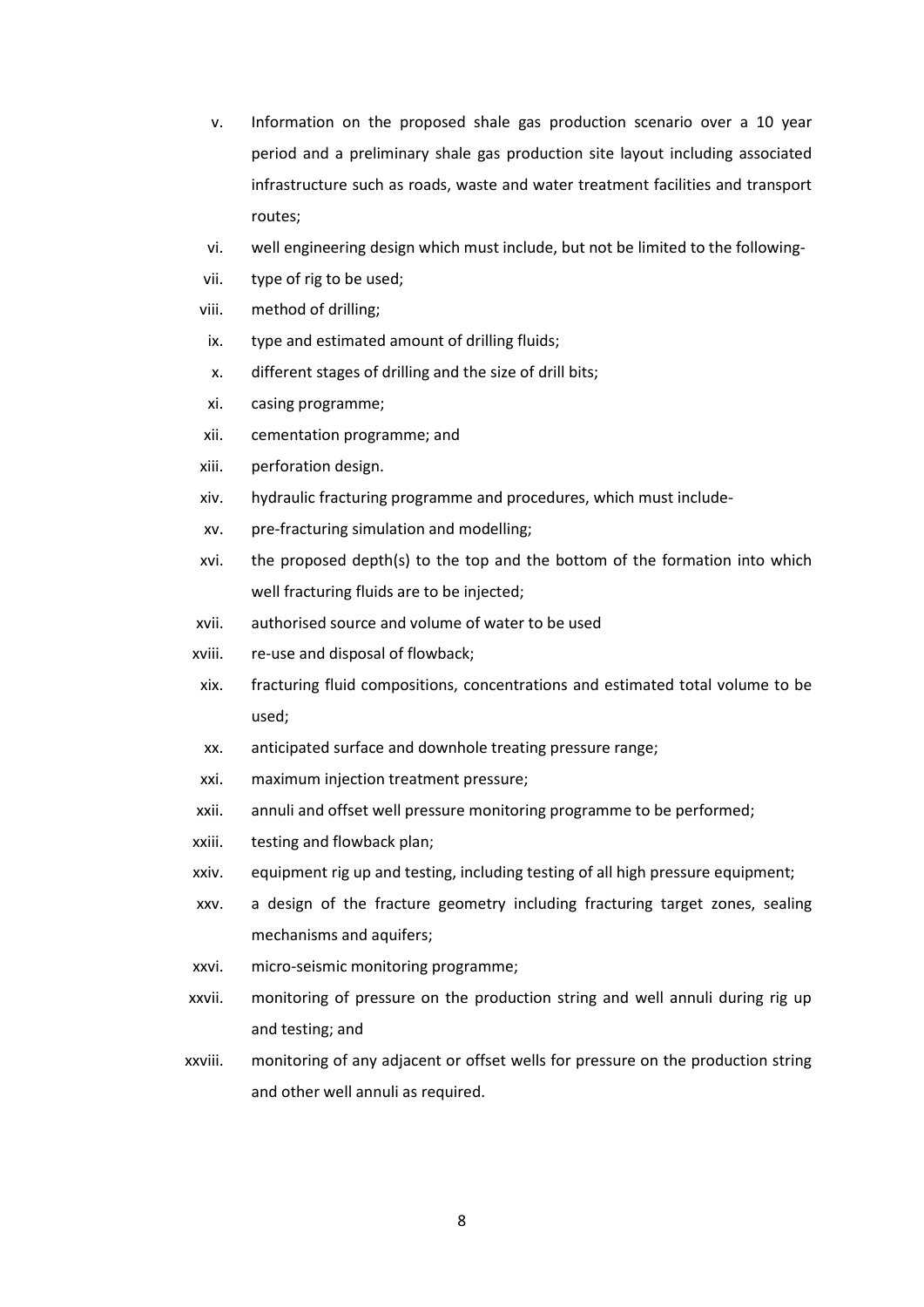v. Information on the proposed shale gas production scenario over a 10 year period and a preliminary shale gas production site layout including associated infrastructure such as roads, waste and water treatment facilities and transport routes;

vi. well engineering design which must include, but not be limited to the following-

vii. type of rig to be used;

viii. method of drilling;

ix. type and estimated amount of drilling fluids;

x. different stages of drilling and the size of drill bits;

xi. casing programme;

xii. cementation programme; and

xiii. perforation design.

xiv. hydraulic fracturing programme and procedures, which must include-

xv. pre-fracturing simulation and modelling;

xvi. the proposed depth(s) to the top and the bottom of the formation into which well fracturing fluids are to be injected;

xvii. authorised source and volume of water to be used

xviii. re-use and disposal of flowback;

xix. fracturing fluid compositions, concentrations and estimated total volume to be used;

xx. anticipated surface and downhole treating pressure range;

xxi. maximum injection treatment pressure;

xxii. annuli and offset well pressure monitoring programme to be performed;

xxiii. testing and flowback plan;

xxiv. equipment rig up and testing, including testing of all high pressure equipment;

xxv. a design of the fracture geometry including fracturing target zones, sealing mechanisms and aquifers;

xxvi. micro-seismic monitoring programme;

xxvii. monitoring of pressure on the production string and well annuli during rig up and testing; and

xxviii. monitoring of any adjacent or offset wells for pressure on the production string and other well annuli as required.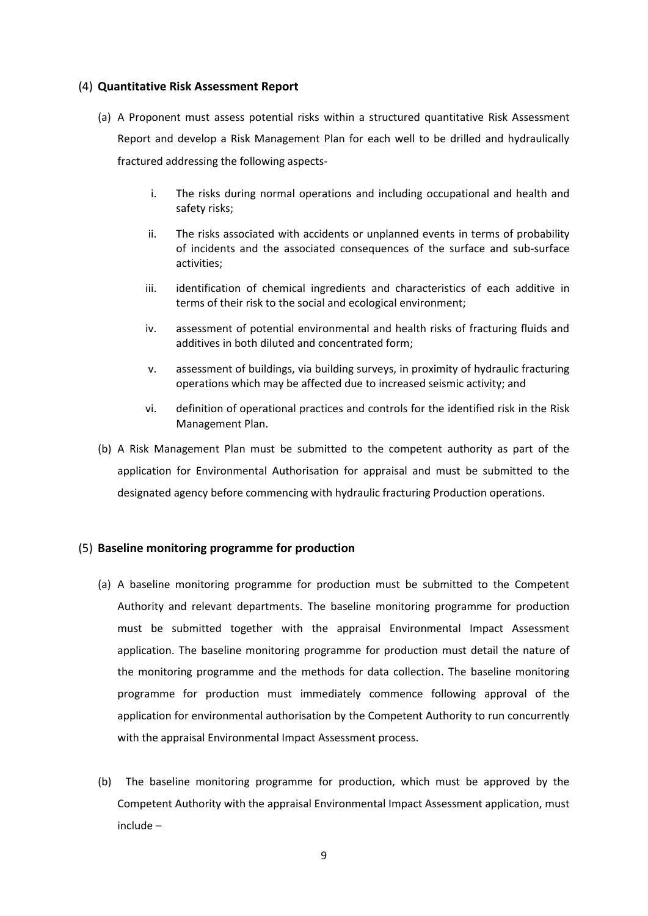(4) **Quantitative Risk Assessment Report**

(a) A Proponent must assess potential risks within a structured quantitative Risk Assessment Report and develop a Risk Management Plan for each well to be drilled and hydraulically fractured addressing the following aspects-

i. The risks during normal operations and including occupational and health and safety risks;

ii. The risks associated with accidents or unplanned events in terms of probability of incidents and the associated consequences of the surface and sub-surface activities;

iii. identification of chemical ingredients and characteristics of each additive in terms of their risk to the social and ecological environment;

iv. assessment of potential environmental and health risks of fracturing fluids and additives in both diluted and concentrated form;

v. assessment of buildings, via building surveys, in proximity of hydraulic fracturing operations which may be affected due to increased seismic activity; and

vi. definition of operational practices and controls for the identified risk in the Risk Management Plan.

(b) A Risk Management Plan must be submitted to the competent authority as part of the application for Environmental Authorisation for appraisal and must be submitted to the designated agency before commencing with hydraulic fracturing Production operations.

(5) **Baseline monitoring programme for production**

(a) A baseline monitoring programme for production must be submitted to the Competent Authority and relevant departments. The baseline monitoring programme for production must be submitted together with the appraisal Environmental Impact Assessment application. The baseline monitoring programme for production must detail the nature of the monitoring programme and the methods for data collection. The baseline monitoring programme for production must immediately commence following approval of the application for environmental authorisation by the Competent Authority to run concurrently with the appraisal Environmental Impact Assessment process.

(b) The baseline monitoring programme for production, which must be approved by the Competent Authority with the appraisal Environmental Impact Assessment application, must include –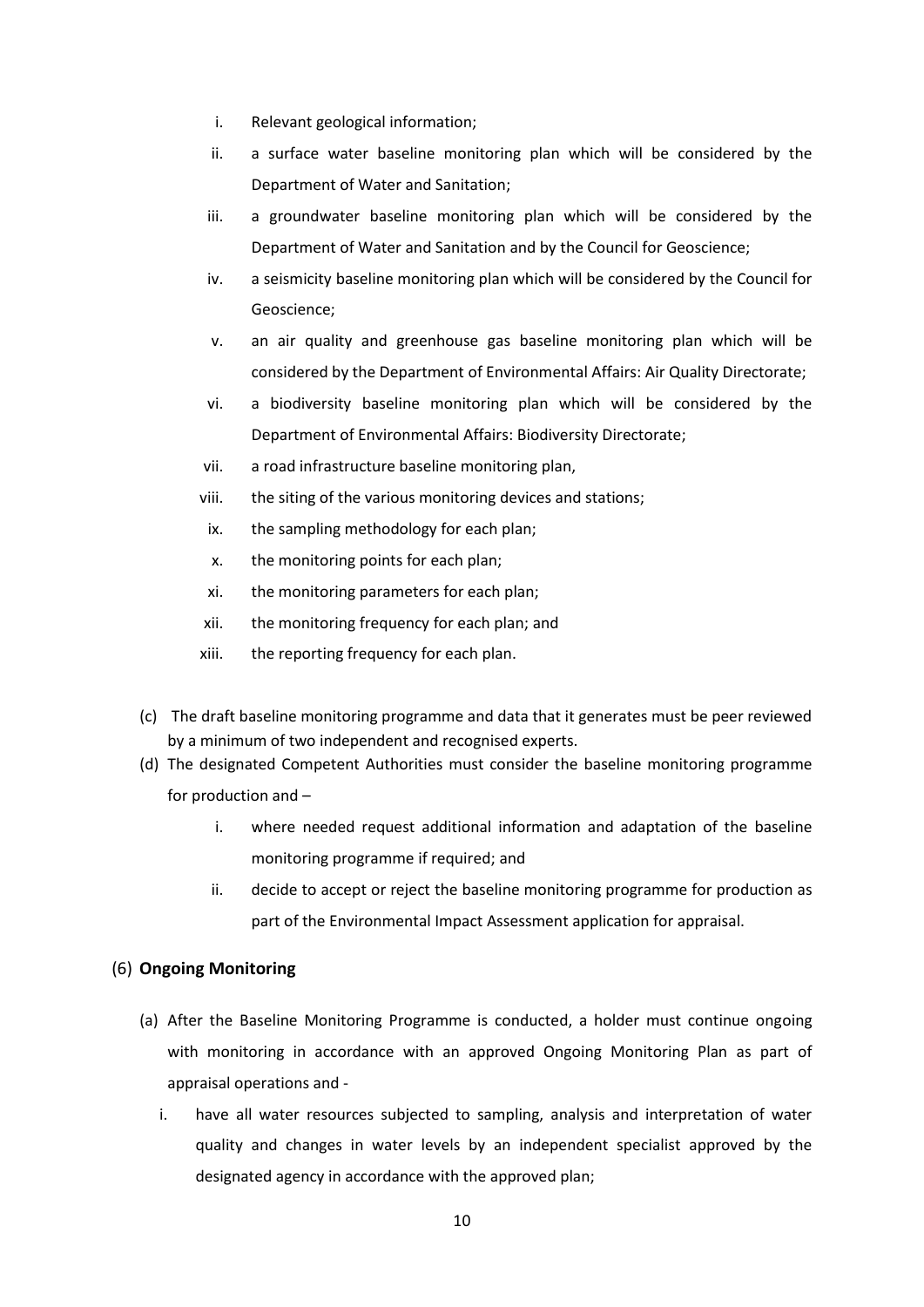i. Relevant geological information;
ii. a surface water baseline monitoring plan which will be considered by the Department of Water and Sanitation;
iii. a groundwater baseline monitoring plan which will be considered by the Department of Water and Sanitation and by the Council for Geoscience;
iv. a seismicity baseline monitoring plan which will be considered by the Council for Geoscience;
v. an air quality and greenhouse gas baseline monitoring plan which will be considered by the Department of Environmental Affairs: Air Quality Directorate;
vi. a biodiversity baseline monitoring plan which will be considered by the Department of Environmental Affairs: Biodiversity Directorate;
vii. a road infrastructure baseline monitoring plan,
viii. the siting of the various monitoring devices and stations;
ix. the sampling methodology for each plan;
x. the monitoring points for each plan;
xi. the monitoring parameters for each plan;
xii. the monitoring frequency for each plan; and
xiii. the reporting frequency for each plan.

(c) The draft baseline monitoring programme and data that it generates must be peer reviewed by a minimum of two independent and recognised experts.

(d) The designated Competent Authorities must consider the baseline monitoring programme for production and –

i. where needed request additional information and adaptation of the baseline monitoring programme if required; and
ii. decide to accept or reject the baseline monitoring programme for production as part of the Environmental Impact Assessment application for appraisal.

(6) **Ongoing Monitoring**

(a) After the Baseline Monitoring Programme is conducted, a holder must continue ongoing with monitoring in accordance with an approved Ongoing Monitoring Plan as part of appraisal operations and -

i. have all water resources subjected to sampling, analysis and interpretation of water quality and changes in water levels by an independent specialist approved by the designated agency in accordance with the approved plan;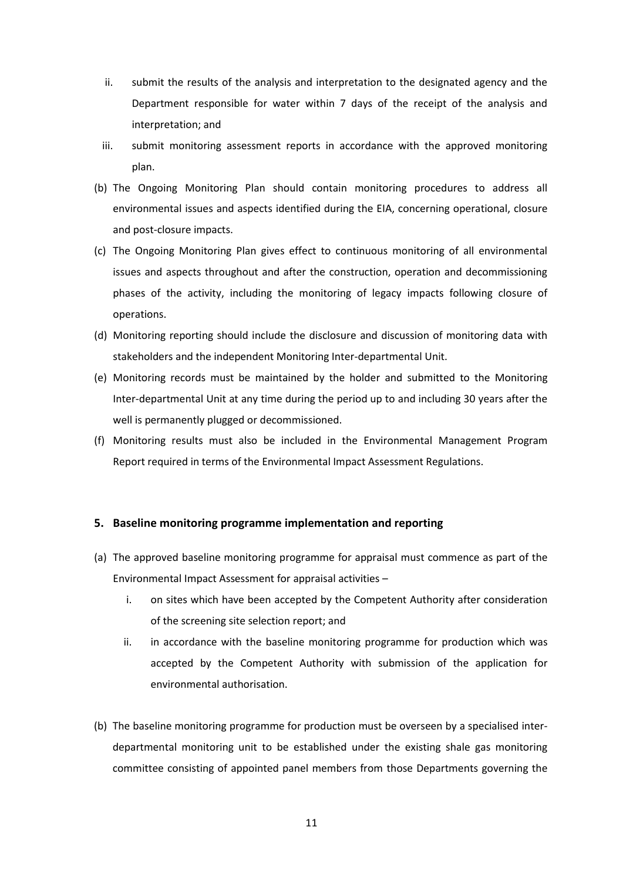ii. submit the results of the analysis and interpretation to the designated agency and the Department responsible for water within 7 days of the receipt of the analysis and interpretation; and

iii. submit monitoring assessment reports in accordance with the approved monitoring plan.

(b) The Ongoing Monitoring Plan should contain monitoring procedures to address all environmental issues and aspects identified during the EIA, concerning operational, closure and post-closure impacts.

(c) The Ongoing Monitoring Plan gives effect to continuous monitoring of all environmental issues and aspects throughout and after the construction, operation and decommissioning phases of the activity, including the monitoring of legacy impacts following closure of operations.

(d) Monitoring reporting should include the disclosure and discussion of monitoring data with stakeholders and the independent Monitoring Inter-departmental Unit.

(e) Monitoring records must be maintained by the holder and submitted to the Monitoring Inter-departmental Unit at any time during the period up to and including 30 years after the well is permanently plugged or decommissioned.

(f) Monitoring results must also be included in the Environmental Management Program Report required in terms of the Environmental Impact Assessment Regulations.

## 5. Baseline monitoring programme implementation and reporting

(a) The approved baseline monitoring programme for appraisal must commence as part of the Environmental Impact Assessment for appraisal activities –

i. on sites which have been accepted by the Competent Authority after consideration of the screening site selection report; and

ii. in accordance with the baseline monitoring programme for production which was accepted by the Competent Authority with submission of the application for environmental authorisation.

(b) The baseline monitoring programme for production must be overseen by a specialised inter-departmental monitoring unit to be established under the existing shale gas monitoring committee consisting of appointed panel members from those Departments governing the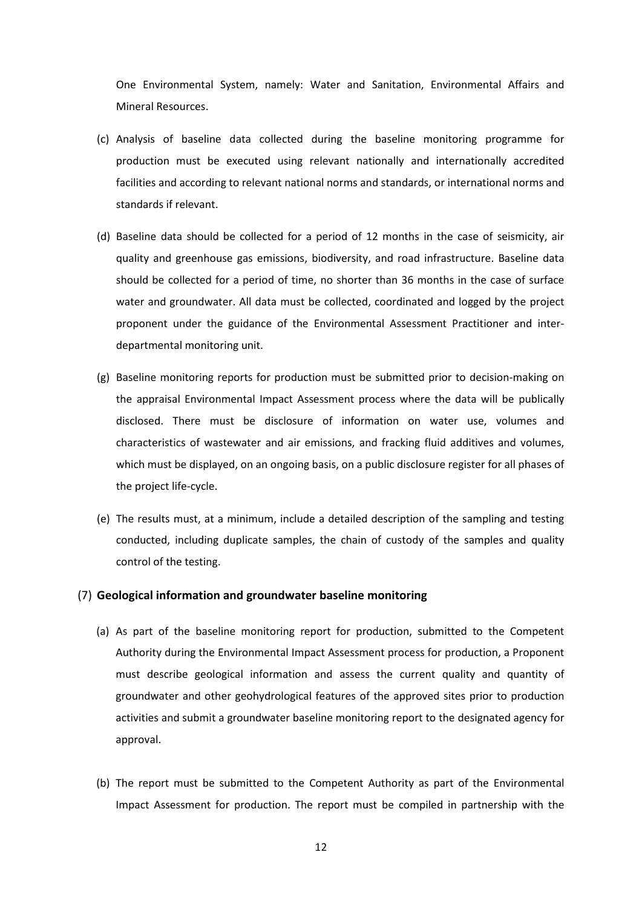One Environmental System, namely: Water and Sanitation, Environmental Affairs and Mineral Resources.

(c) Analysis of baseline data collected during the baseline monitoring programme for production must be executed using relevant nationally and internationally accredited facilities and according to relevant national norms and standards, or international norms and standards if relevant.

(d) Baseline data should be collected for a period of 12 months in the case of seismicity, air quality and greenhouse gas emissions, biodiversity, and road infrastructure. Baseline data should be collected for a period of time, no shorter than 36 months in the case of surface water and groundwater. All data must be collected, coordinated and logged by the project proponent under the guidance of the Environmental Assessment Practitioner and inter-departmental monitoring unit.

(g) Baseline monitoring reports for production must be submitted prior to decision-making on the appraisal Environmental Impact Assessment process where the data will be publically disclosed. There must be disclosure of information on water use, volumes and characteristics of wastewater and air emissions, and fracking fluid additives and volumes, which must be displayed, on an ongoing basis, on a public disclosure register for all phases of the project life-cycle.

(e) The results must, at a minimum, include a detailed description of the sampling and testing conducted, including duplicate samples, the chain of custody of the samples and quality control of the testing.

## (7) Geological information and groundwater baseline monitoring

(a) As part of the baseline monitoring report for production, submitted to the Competent Authority during the Environmental Impact Assessment process for production, a Proponent must describe geological information and assess the current quality and quantity of groundwater and other geohydrological features of the approved sites prior to production activities and submit a groundwater baseline monitoring report to the designated agency for approval.

(b) The report must be submitted to the Competent Authority as part of the Environmental Impact Assessment for production. The report must be compiled in partnership with the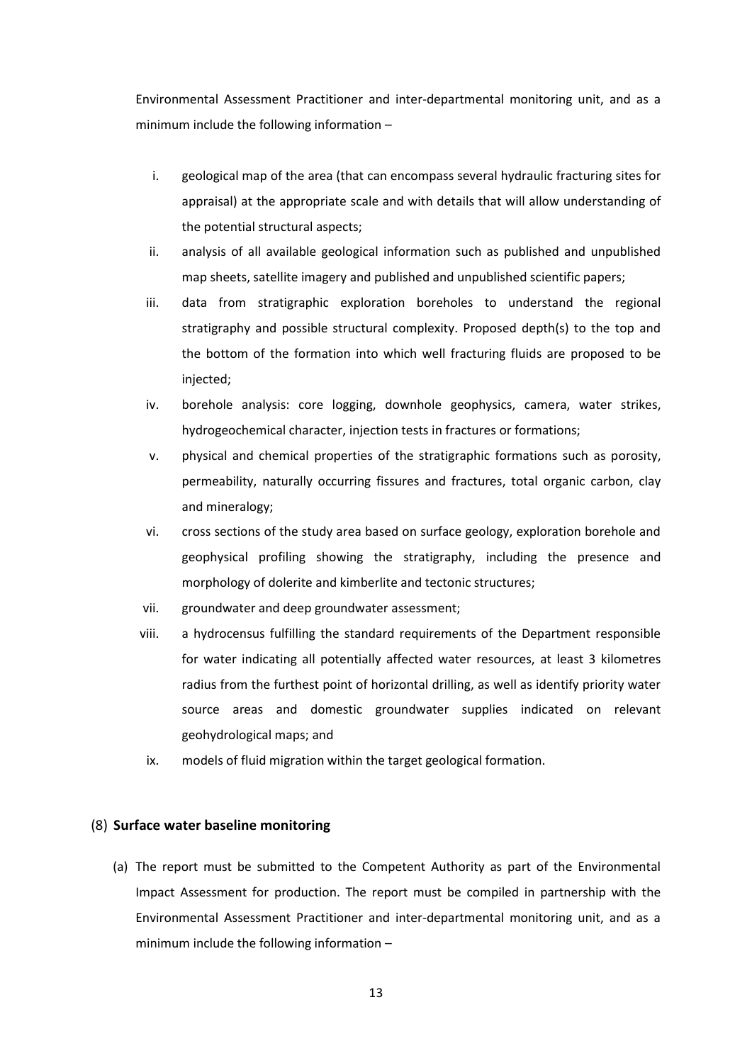Environmental Assessment Practitioner and inter-departmental monitoring unit, and as a minimum include the following information –

i. geological map of the area (that can encompass several hydraulic fracturing sites for appraisal) at the appropriate scale and with details that will allow understanding of the potential structural aspects;

ii. analysis of all available geological information such as published and unpublished map sheets, satellite imagery and published and unpublished scientific papers;

iii. data from stratigraphic exploration boreholes to understand the regional stratigraphy and possible structural complexity. Proposed depth(s) to the top and the bottom of the formation into which well fracturing fluids are proposed to be injected;

iv. borehole analysis: core logging, downhole geophysics, camera, water strikes, hydrogeochemical character, injection tests in fractures or formations;

v. physical and chemical properties of the stratigraphic formations such as porosity, permeability, naturally occurring fissures and fractures, total organic carbon, clay and mineralogy;

vi. cross sections of the study area based on surface geology, exploration borehole and geophysical profiling showing the stratigraphy, including the presence and morphology of dolerite and kimberlite and tectonic structures;

vii. groundwater and deep groundwater assessment;

viii. a hydrocensus fulfilling the standard requirements of the Department responsible for water indicating all potentially affected water resources, at least 3 kilometres radius from the furthest point of horizontal drilling, as well as identify priority water source areas and domestic groundwater supplies indicated on relevant geohydrological maps; and

ix. models of fluid migration within the target geological formation.

(8) **Surface water baseline monitoring**

(a) The report must be submitted to the Competent Authority as part of the Environmental Impact Assessment for production. The report must be compiled in partnership with the Environmental Assessment Practitioner and inter-departmental monitoring unit, and as a minimum include the following information –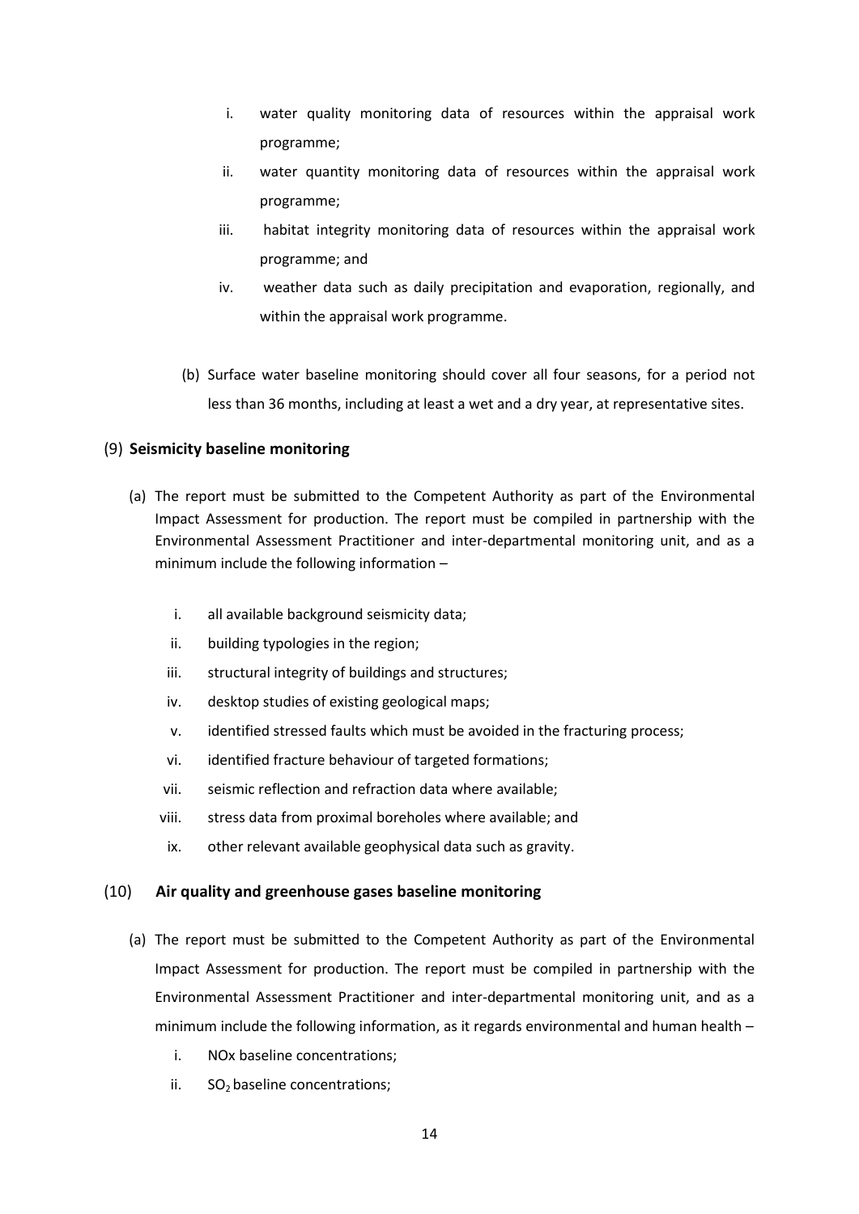i. water quality monitoring data of resources within the appraisal work programme;
ii. water quantity monitoring data of resources within the appraisal work programme;
iii. habitat integrity monitoring data of resources within the appraisal work programme; and
iv. weather data such as daily precipitation and evaporation, regionally, and within the appraisal work programme.

(b) Surface water baseline monitoring should cover all four seasons, for a period not less than 36 months, including at least a wet and a dry year, at representative sites.

(9) **Seismicity baseline monitoring**

(a) The report must be submitted to the Competent Authority as part of the Environmental Impact Assessment for production. The report must be compiled in partnership with the Environmental Assessment Practitioner and inter-departmental monitoring unit, and as a minimum include the following information –

i. all available background seismicity data;
ii. building typologies in the region;
iii. structural integrity of buildings and structures;
iv. desktop studies of existing geological maps;
v. identified stressed faults which must be avoided in the fracturing process;
vi. identified fracture behaviour of targeted formations;
vii. seismic reflection and refraction data where available;
viii. stress data from proximal boreholes where available; and
ix. other relevant available geophysical data such as gravity.

(10) **Air quality and greenhouse gases baseline monitoring**

(a) The report must be submitted to the Competent Authority as part of the Environmental Impact Assessment for production. The report must be compiled in partnership with the Environmental Assessment Practitioner and inter-departmental monitoring unit, and as a minimum include the following information, as it regards environmental and human health –

i. NOx baseline concentrations;
ii. $SO_2$ baseline concentrations;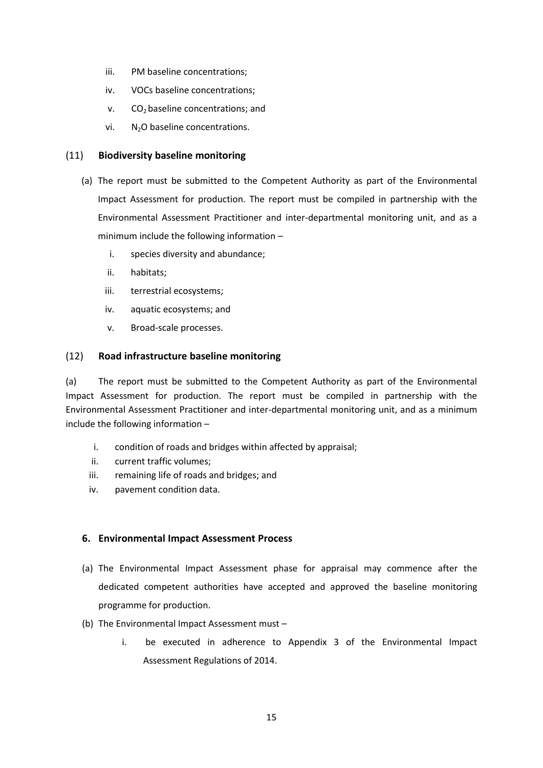iii. PM baseline concentrations;

iv. VOCs baseline concentrations;

v. $CO_2$ baseline concentrations; and

vi. $N_2O$ baseline concentrations.

### (11) **Biodiversity baseline monitoring**

(a) The report must be submitted to the Competent Authority as part of the Environmental Impact Assessment for production. The report must be compiled in partnership with the Environmental Assessment Practitioner and inter-departmental monitoring unit, and as a minimum include the following information –

i. species diversity and abundance;

ii. habitats;

iii. terrestrial ecosystems;

iv. aquatic ecosystems; and

v. Broad-scale processes.

### (12) **Road infrastructure baseline monitoring**

(a) The report must be submitted to the Competent Authority as part of the Environmental Impact Assessment for production. The report must be compiled in partnership with the Environmental Assessment Practitioner and inter-departmental monitoring unit, and as a minimum include the following information –

i. condition of roads and bridges within affected by appraisal;

ii. current traffic volumes;

iii. remaining life of roads and bridges; and

iv. pavement condition data.

## 6. Environmental Impact Assessment Process

(a) The Environmental Impact Assessment phase for appraisal may commence after the dedicated competent authorities have accepted and approved the baseline monitoring programme for production.

(b) The Environmental Impact Assessment must –

i. be executed in adherence to Appendix 3 of the Environmental Impact Assessment Regulations of 2014.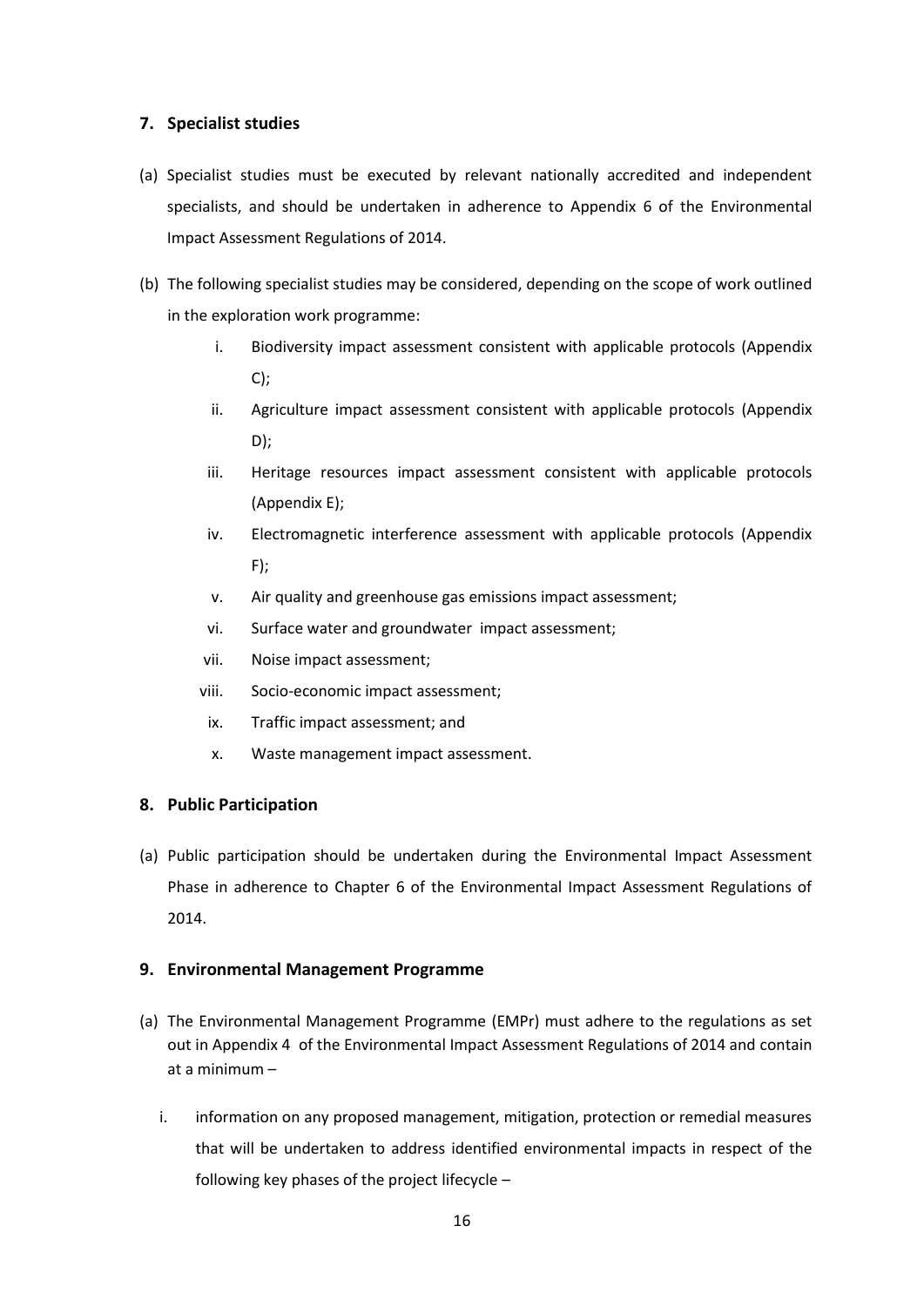## 7. Specialist studies

(a) Specialist studies must be executed by relevant nationally accredited and independent specialists, and should be undertaken in adherence to Appendix 6 of the Environmental Impact Assessment Regulations of 2014.

(b) The following specialist studies may be considered, depending on the scope of work outlined in the exploration work programme:

   i. Biodiversity impact assessment consistent with applicable protocols (Appendix C);
   ii. Agriculture impact assessment consistent with applicable protocols (Appendix D);
   iii. Heritage resources impact assessment consistent with applicable protocols (Appendix E);
   iv. Electromagnetic interference assessment with applicable protocols (Appendix F);
   v. Air quality and greenhouse gas emissions impact assessment;
   vi. Surface water and groundwater impact assessment;
   vii. Noise impact assessment;
   viii. Socio-economic impact assessment;
   ix. Traffic impact assessment; and
   x. Waste management impact assessment.

## 8. Public Participation

(a) Public participation should be undertaken during the Environmental Impact Assessment Phase in adherence to Chapter 6 of the Environmental Impact Assessment Regulations of 2014.

## 9. Environmental Management Programme

(a) The Environmental Management Programme (EMPr) must adhere to the regulations as set out in Appendix 4 of the Environmental Impact Assessment Regulations of 2014 and contain at a minimum –

   i. information on any proposed management, mitigation, protection or remedial measures that will be undertaken to address identified environmental impacts in respect of the following key phases of the project lifecycle –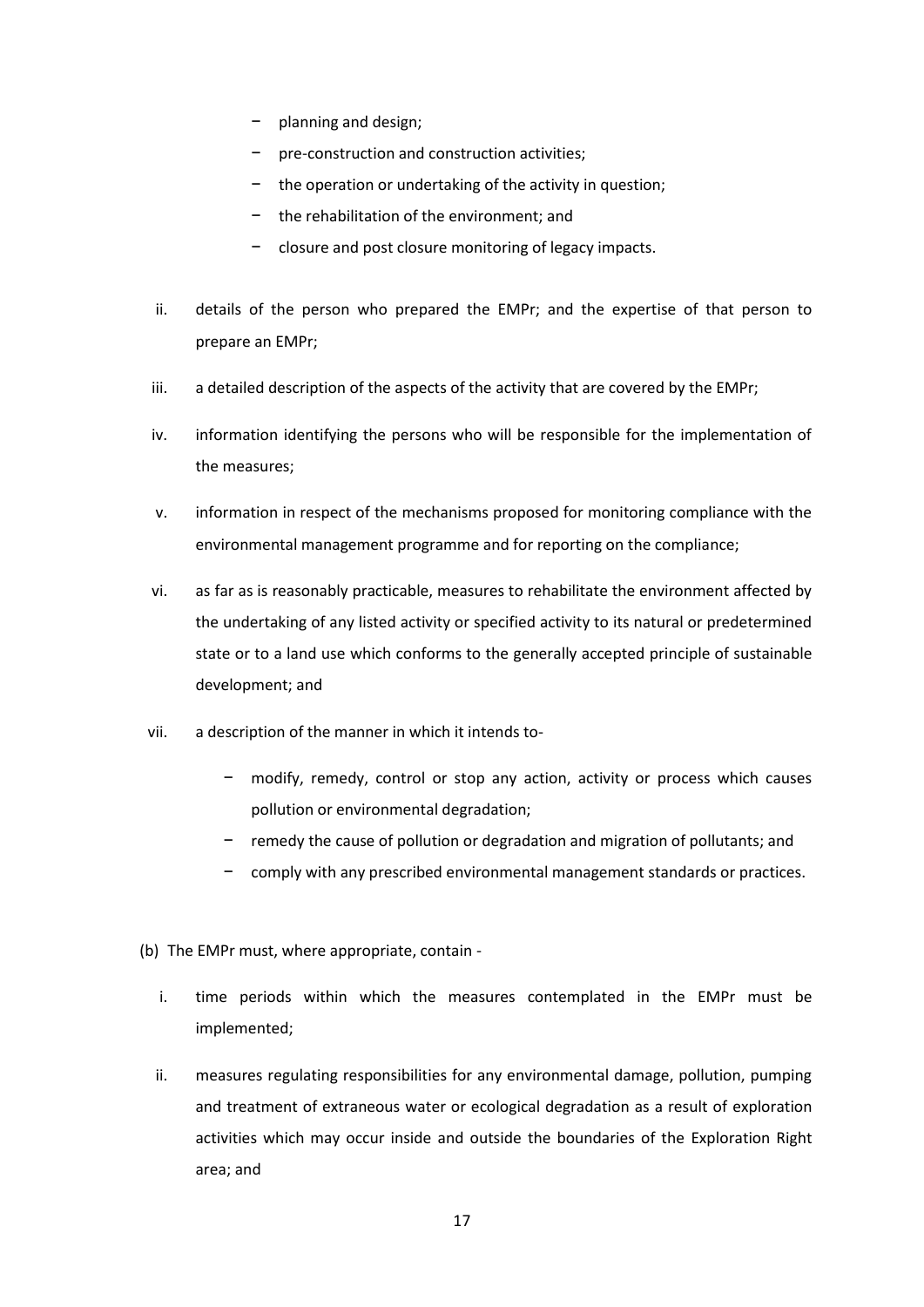- planning and design;
- pre-construction and construction activities;
- the operation or undertaking of the activity in question;
- the rehabilitation of the environment; and
- closure and post closure monitoring of legacy impacts.

ii. details of the person who prepared the EMPr; and the expertise of that person to prepare an EMPr;

iii. a detailed description of the aspects of the activity that are covered by the EMPr;

iv. information identifying the persons who will be responsible for the implementation of the measures;

v. information in respect of the mechanisms proposed for monitoring compliance with the environmental management programme and for reporting on the compliance;

vi. as far as is reasonably practicable, measures to rehabilitate the environment affected by the undertaking of any listed activity or specified activity to its natural or predetermined state or to a land use which conforms to the generally accepted principle of sustainable development; and

vii. a description of the manner in which it intends to-

   - modify, remedy, control or stop any action, activity or process which causes pollution or environmental degradation;
   - remedy the cause of pollution or degradation and migration of pollutants; and
   - comply with any prescribed environmental management standards or practices.

(b) The EMPr must, where appropriate, contain -

   i. time periods within which the measures contemplated in the EMPr must be implemented;

   ii. measures regulating responsibilities for any environmental damage, pollution, pumping and treatment of extraneous water or ecological degradation as a result of exploration activities which may occur inside and outside the boundaries of the Exploration Right area; and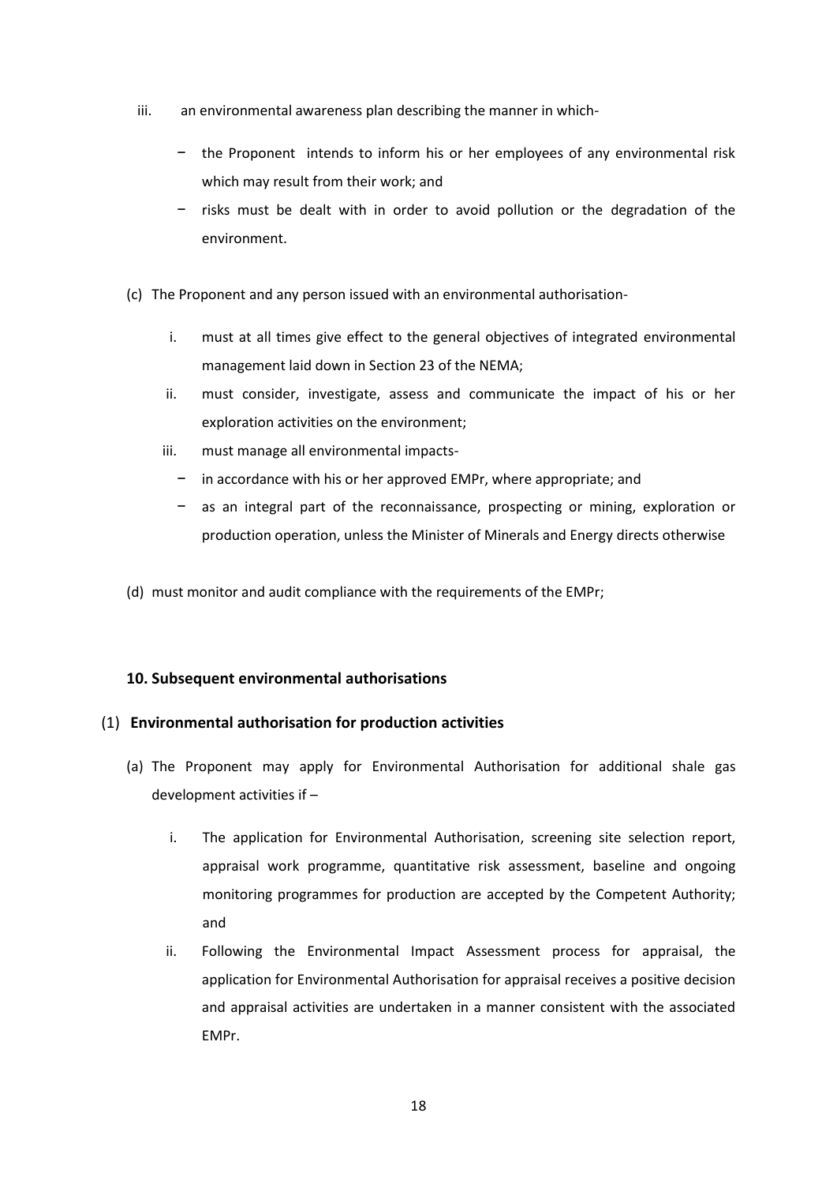iii. an environmental awareness plan describing the manner in which-

   - the Proponent intends to inform his or her employees of any environmental risk which may result from their work; and
   - risks must be dealt with in order to avoid pollution or the degradation of the environment.

(c) The Proponent and any person issued with an environmental authorisation-

   i. must at all times give effect to the general objectives of integrated environmental management laid down in Section 23 of the NEMA;

   ii. must consider, investigate, assess and communicate the impact of his or her exploration activities on the environment;

   iii. must manage all environmental impacts-
      - in accordance with his or her approved EMPr, where appropriate; and
      - as an integral part of the reconnaissance, prospecting or mining, exploration or production operation, unless the Minister of Minerals and Energy directs otherwise

(d) must monitor and audit compliance with the requirements of the EMPr;

### 10. Subsequent environmental authorisations

(1) **Environmental authorisation for production activities**

(a) The Proponent may apply for Environmental Authorisation for additional shale gas development activities if –

   i. The application for Environmental Authorisation, screening site selection report, appraisal work programme, quantitative risk assessment, baseline and ongoing monitoring programmes for production are accepted by the Competent Authority; and

   ii. Following the Environmental Impact Assessment process for appraisal, the application for Environmental Authorisation for appraisal receives a positive decision and appraisal activities are undertaken in a manner consistent with the associated EMPr.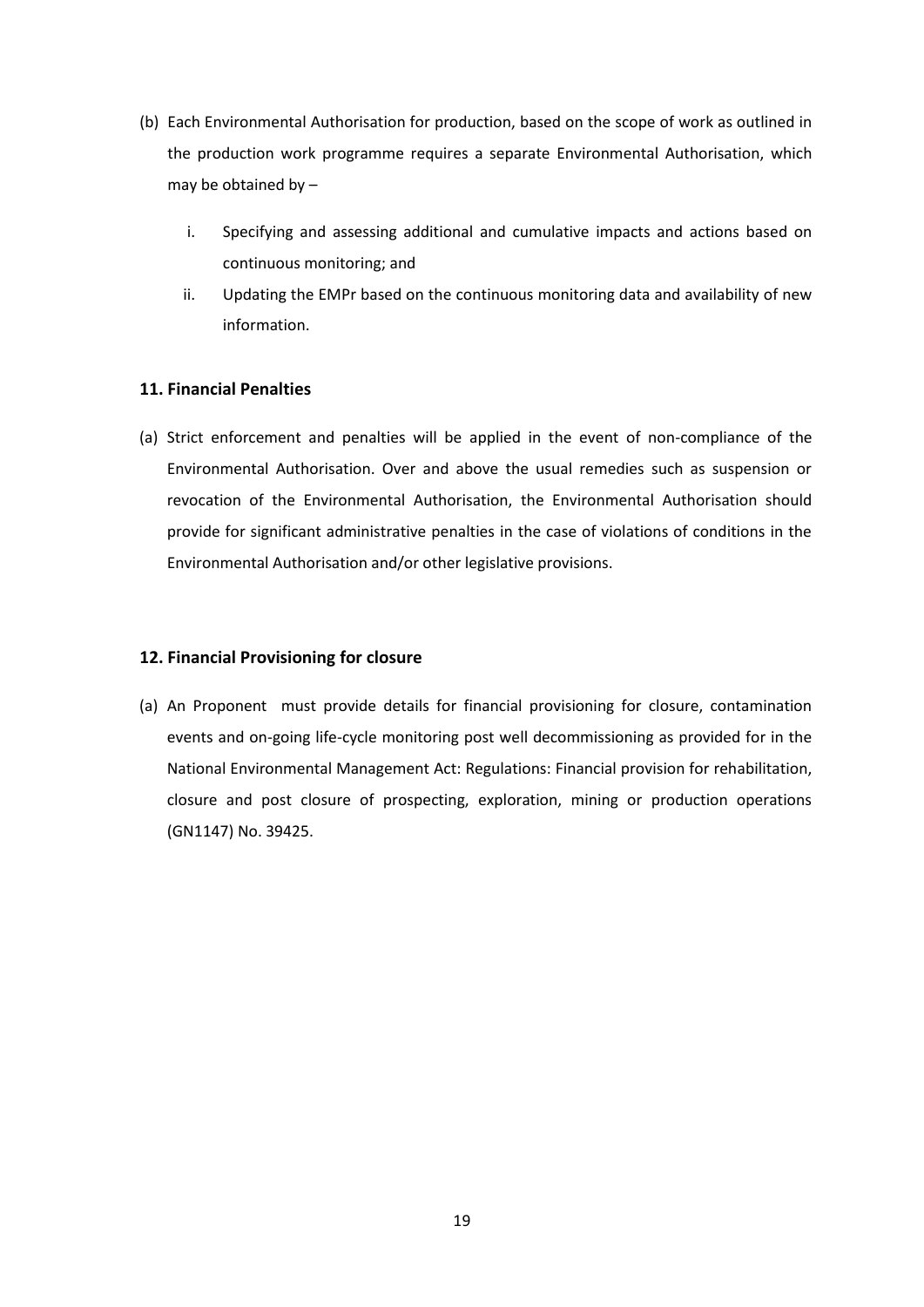(b) Each Environmental Authorisation for production, based on the scope of work as outlined in the production work programme requires a separate Environmental Authorisation, which may be obtained by –

   i. Specifying and assessing additional and cumulative impacts and actions based on continuous monitoring; and

   ii. Updating the EMPr based on the continuous monitoring data and availability of new information.

### 11. Financial Penalties

(a) Strict enforcement and penalties will be applied in the event of non-compliance of the Environmental Authorisation. Over and above the usual remedies such as suspension or revocation of the Environmental Authorisation, the Environmental Authorisation should provide for significant administrative penalties in the case of violations of conditions in the Environmental Authorisation and/or other legislative provisions.

### 12. Financial Provisioning for closure

(a) An Proponent must provide details for financial provisioning for closure, contamination events and on-going life-cycle monitoring post well decommissioning as provided for in the National Environmental Management Act: Regulations: Financial provision for rehabilitation, closure and post closure of prospecting, exploration, mining or production operations (GN1147) No. 39425.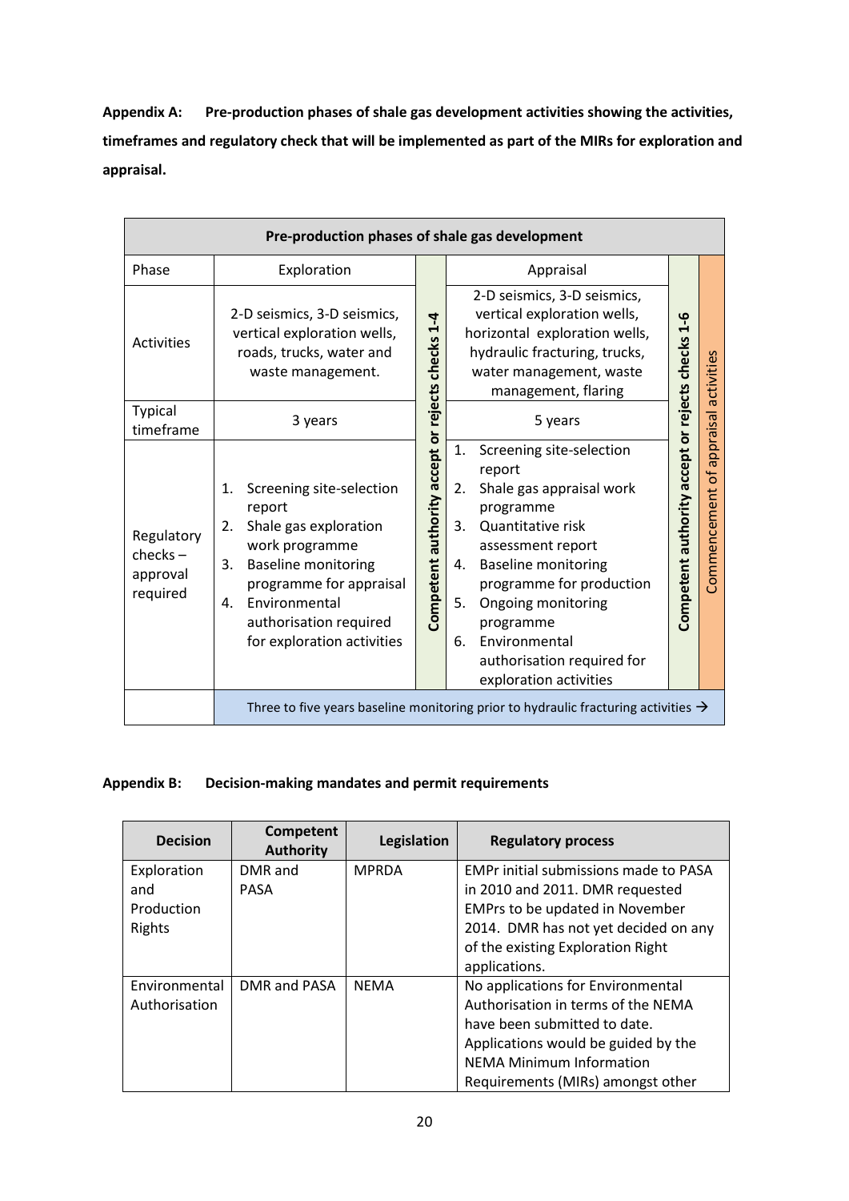**Appendix A: Pre-production phases of shale gas development activities showing the activities, timeframes and regulatory check that will be implemented as part of the MIRs for exploration and appraisal.**

| Pre-production phases of shale gas development | | | | | |
|---|---|---|---|---|---|
| Phase | Exploration | Competent authority accept or rejects checks 1-4 | Appraisal | Competent authority accept or rejects checks 1-6 | Commencement of appraisal activities |
| Activities | 2-D seismics, 3-D seismics, vertical exploration wells, roads, trucks, water and waste management. | | 2-D seismics, 3-D seismics, vertical exploration wells, horizontal exploration wells, hydraulic fracturing, trucks, water management, waste management, flaring | | |
| Typical timeframe | 3 years | | 5 years | | |
| Regulatory checks – approval required | 1. Screening site-selection report<br>2. Shale gas exploration work programme<br>3. Baseline monitoring programme for appraisal<br>4. Environmental authorisation required for exploration activities | | 1. Screening site-selection report<br>2. Shale gas appraisal work programme<br>3. Quantitative risk assessment report<br>4. Baseline monitoring programme for production<br>5. Ongoing monitoring programme<br>6. Environmental authorisation required for exploration activities | | |
| | Three to five years baseline monitoring prior to hydraulic fracturing activities → | | | | |

**Appendix B: Decision-making mandates and permit requirements**

| Decision | Competent Authority | Legislation | Regulatory process |
|---|---|---|---|
| Exploration and Production Rights | DMR and PASA | MPRDA | EMPr initial submissions made to PASA in 2010 and 2011. DMR requested EMPrs to be updated in November 2014. DMR has not yet decided on any of the existing Exploration Right applications. |
| Environmental Authorisation | DMR and PASA | NEMA | No applications for Environmental Authorisation in terms of the NEMA have been submitted to date. Applications would be guided by the NEMA Minimum Information Requirements (MIRs) amongst other |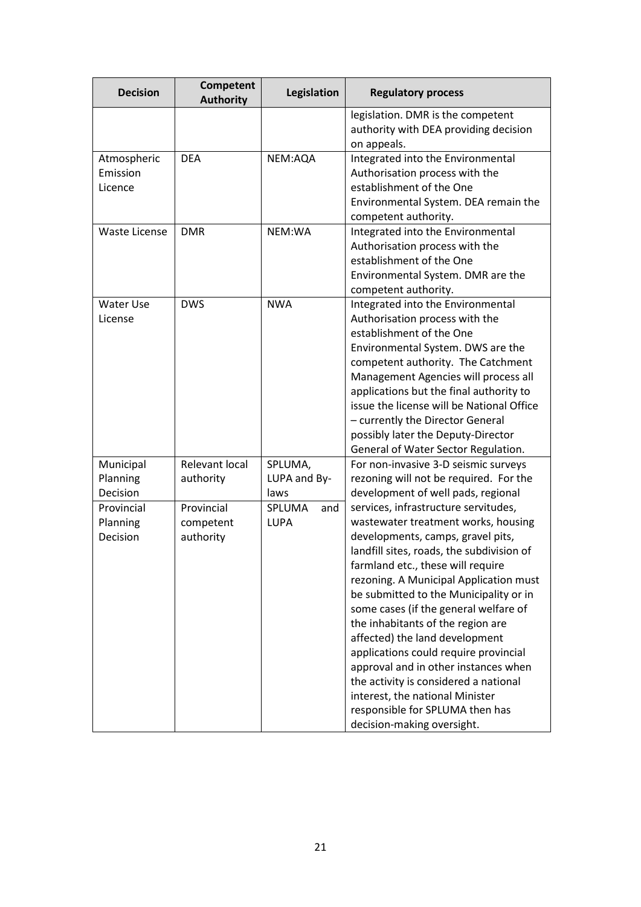| Decision | Competent Authority | Legislation | Regulatory process |
|---|---|---|---|
| | | | legislation. DMR is the competent authority with DEA providing decision on appeals. |
| Atmospheric Emission Licence | DEA | NEM:AQA | Integrated into the Environmental Authorisation process with the establishment of the One Environmental System. DEA remain the competent authority. |
| Waste License | DMR | NEM:WA | Integrated into the Environmental Authorisation process with the establishment of the One Environmental System. DMR are the competent authority. |
| Water Use License | DWS | NWA | Integrated into the Environmental Authorisation process with the establishment of the One Environmental System. DWS are the competent authority. The Catchment Management Agencies will process all applications but the final authority to issue the license will be National Office – currently the Director General possibly later the Deputy-Director General of Water Sector Regulation. |
| Municipal Planning Decision | Relevant local authority | SPLUMA, LUPA and By-laws | For non-invasive 3-D seismic surveys rezoning will not be required. For the development of well pads, regional services, infrastructure servitudes, wastewater treatment works, housing developments, camps, gravel pits, landfill sites, roads, the subdivision of farmland etc., these will require rezoning. A Municipal Application must be submitted to the Municipality or in some cases (if the general welfare of the inhabitants of the region are affected) the land development applications could require provincial approval and in other instances when the activity is considered a national interest, the national Minister responsible for SPLUMA then has decision-making oversight. |
| Provincial Planning Decision | Provincial competent authority | SPLUMA and LUPA | |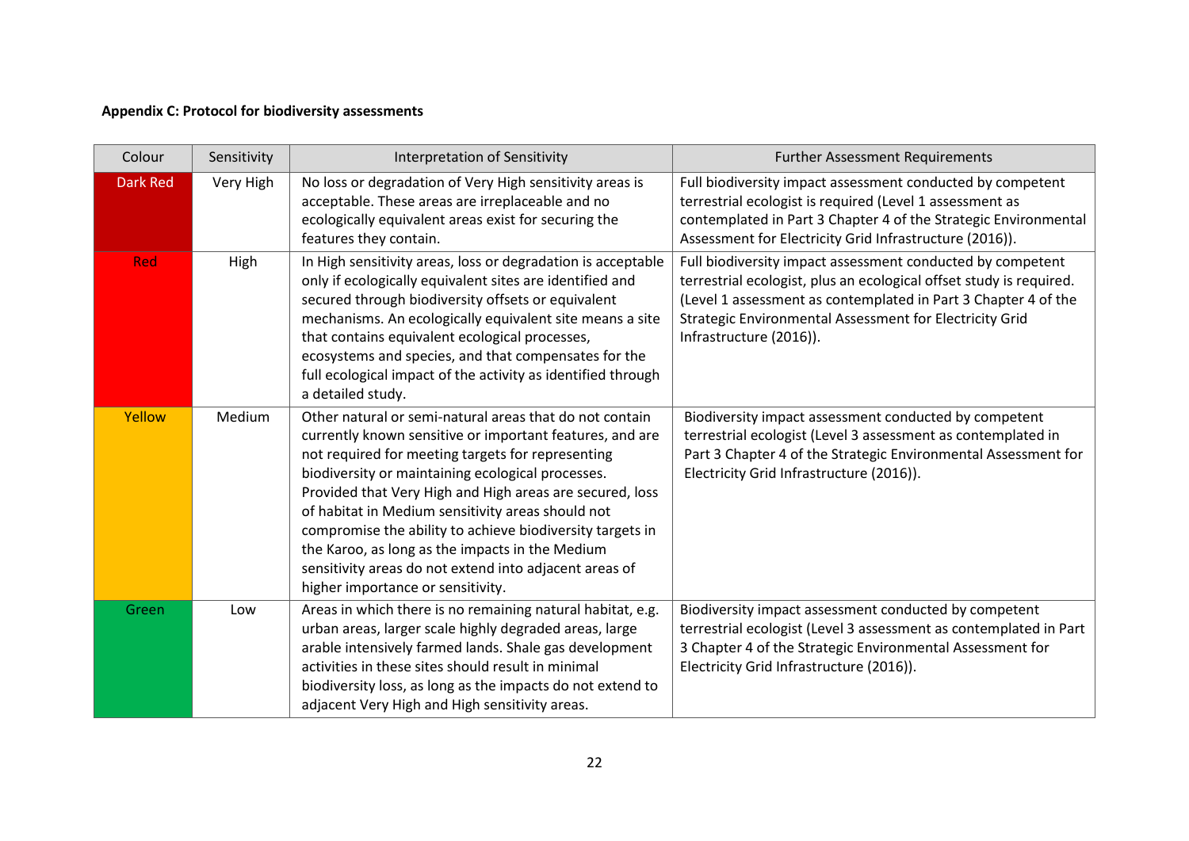**Appendix C: Protocol for biodiversity assessments**

| Colour | Sensitivity | Interpretation of Sensitivity | Further Assessment Requirements |
|---|---|---|---|
| Dark Red | Very High | No loss or degradation of Very High sensitivity areas is acceptable. These areas are irreplaceable and no ecologically equivalent areas exist for securing the features they contain. | Full biodiversity impact assessment conducted by competent terrestrial ecologist is required (Level 1 assessment as contemplated in Part 3 Chapter 4 of the Strategic Environmental Assessment for Electricity Grid Infrastructure (2016)). |
| Red | High | In High sensitivity areas, loss or degradation is acceptable only if ecologically equivalent sites are identified and secured through biodiversity offsets or equivalent mechanisms. An ecologically equivalent site means a site that contains equivalent ecological processes, ecosystems and species, and that compensates for the full ecological impact of the activity as identified through a detailed study. | Full biodiversity impact assessment conducted by competent terrestrial ecologist, plus an ecological offset study is required. (Level 1 assessment as contemplated in Part 3 Chapter 4 of the Strategic Environmental Assessment for Electricity Grid Infrastructure (2016)). |
| Yellow | Medium | Other natural or semi-natural areas that do not contain currently known sensitive or important features, and are not required for meeting targets for representing biodiversity or maintaining ecological processes. Provided that Very High and High areas are secured, loss of habitat in Medium sensitivity areas should not compromise the ability to achieve biodiversity targets in the Karoo, as long as the impacts in the Medium sensitivity areas do not extend into adjacent areas of higher importance or sensitivity. | Biodiversity impact assessment conducted by competent terrestrial ecologist (Level 3 assessment as contemplated in Part 3 Chapter 4 of the Strategic Environmental Assessment for Electricity Grid Infrastructure (2016)). |
| Green | Low | Areas in which there is no remaining natural habitat, e.g. urban areas, larger scale highly degraded areas, large arable intensively farmed lands. Shale gas development activities in these sites should result in minimal biodiversity loss, as long as the impacts do not extend to adjacent Very High and High sensitivity areas. | Biodiversity impact assessment conducted by competent terrestrial ecologist (Level 3 assessment as contemplated in Part 3 Chapter 4 of the Strategic Environmental Assessment for Electricity Grid Infrastructure (2016)). |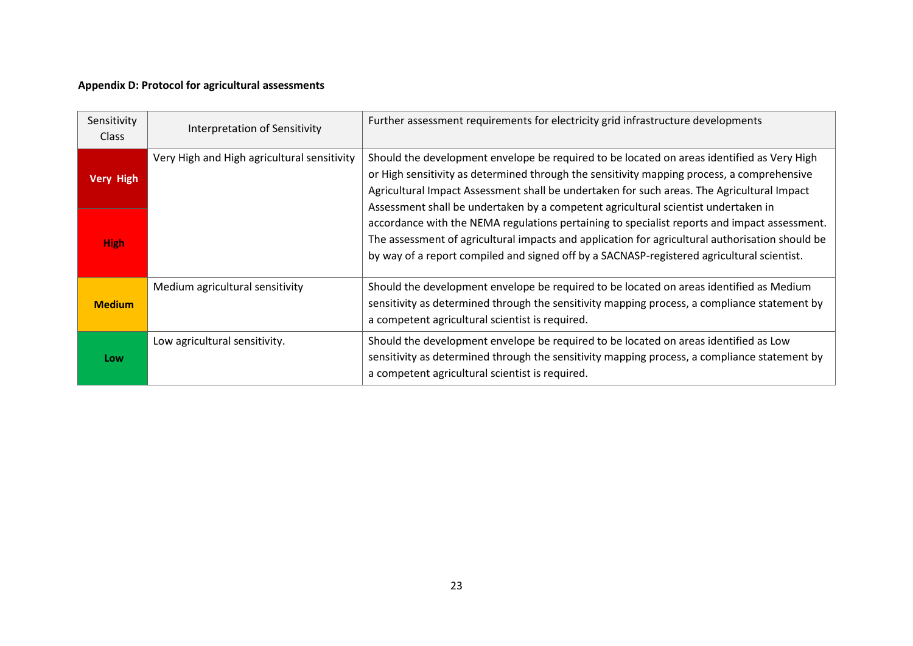**Appendix D: Protocol for agricultural assessments**

| Sensitivity Class | Interpretation of Sensitivity | Further assessment requirements for electricity grid infrastructure developments |
|---|---|---|
| **Very High** | Very High and High agricultural sensitivity | Should the development envelope be required to be located on areas identified as Very High or High sensitivity as determined through the sensitivity mapping process, a comprehensive Agricultural Impact Assessment shall be undertaken for such areas. The Agricultural Impact Assessment shall be undertaken by a competent agricultural scientist undertaken in accordance with the NEMA regulations pertaining to specialist reports and impact assessment. The assessment of agricultural impacts and application for agricultural authorisation should be by way of a report compiled and signed off by a SACNASP-registered agricultural scientist. |
| **High** | | |
| **Medium** | Medium agricultural sensitivity | Should the development envelope be required to be located on areas identified as Medium sensitivity as determined through the sensitivity mapping process, a compliance statement by a competent agricultural scientist is required. |
| **Low** | Low agricultural sensitivity. | Should the development envelope be required to be located on areas identified as Low sensitivity as determined through the sensitivity mapping process, a compliance statement by a competent agricultural scientist is required. |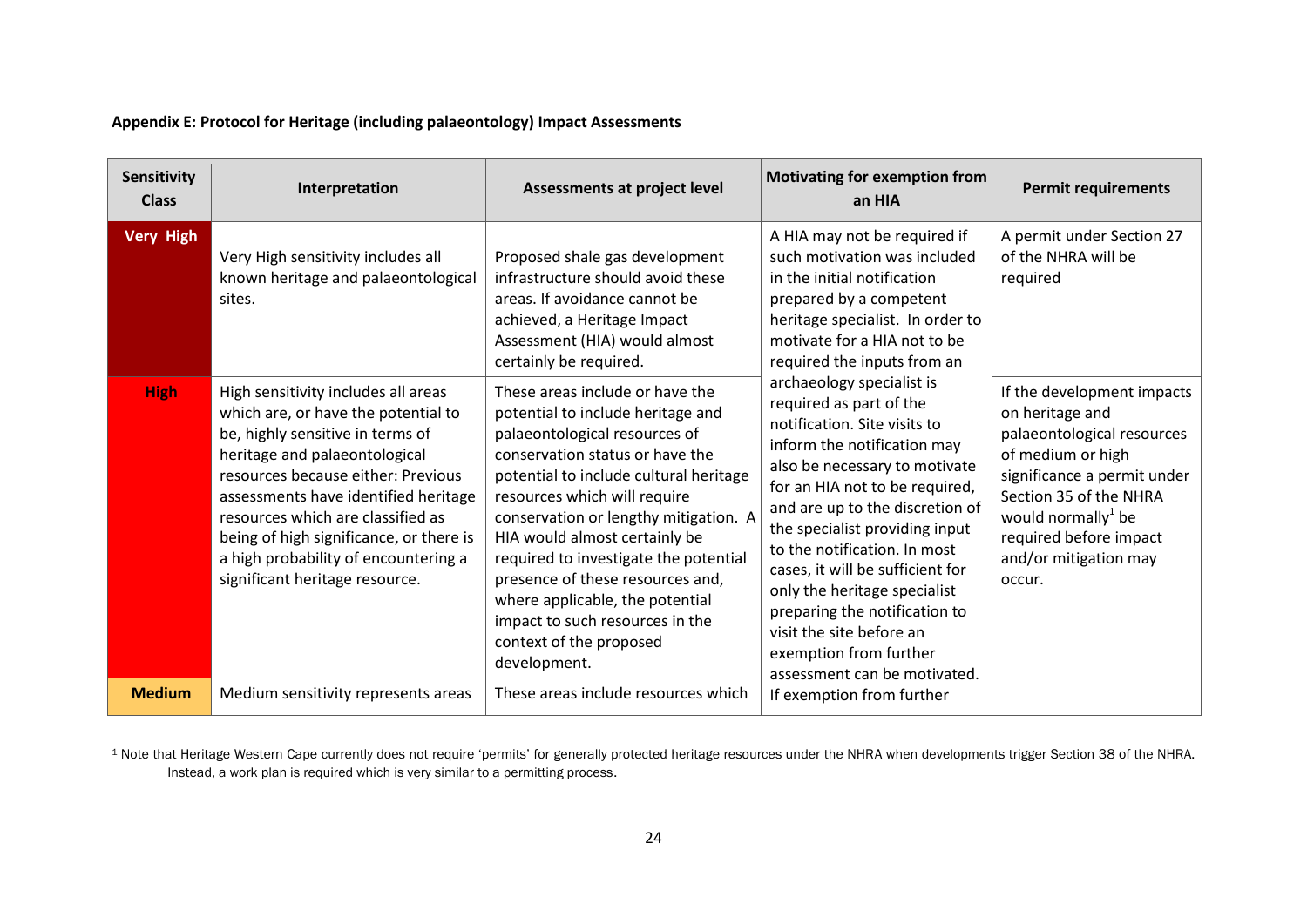**Appendix E: Protocol for Heritage (including palaeontology) Impact Assessments**

| Sensitivity Class | Interpretation | Assessments at project level | Motivating for exemption from an HIA | Permit requirements |
|---|---|---|---|---|
| **Very High** | Very High sensitivity includes all known heritage and palaeontological sites. | Proposed shale gas development infrastructure should avoid these areas. If avoidance cannot be achieved, a Heritage Impact Assessment (HIA) would almost certainly be required. | A HIA may not be required if such motivation was included in the initial notification prepared by a competent heritage specialist. In order to motivate for a HIA not to be required the inputs from an archaeology specialist is required as part of the notification. Site visits to inform the notification may also be necessary to motivate for an HIA not to be required, and are up to the discretion of the specialist providing input to the notification. In most cases, it will be sufficient for only the heritage specialist preparing the notification to visit the site before an exemption from further assessment can be motivated. If exemption from further | A permit under Section 27 of the NHRA will be required |
| **High** | High sensitivity includes all areas which are, or have the potential to be, highly sensitive in terms of heritage and palaeontological resources because either: Previous assessments have identified heritage resources which are classified as being of high significance, or there is a high probability of encountering a significant heritage resource. | These areas include or have the potential to include heritage and palaeontological resources of conservation status or have the potential to include cultural heritage resources which will require conservation or lengthy mitigation. A HIA would almost certainly be required to investigate the potential presence of these resources and, where applicable, the potential impact to such resources in the context of the proposed development. | | If the development impacts on heritage and palaeontological resources of medium or high significance a permit under Section 35 of the NHRA would normally[1] be required before impact and/or mitigation may occur. |
| **Medium** | Medium sensitivity represents areas | These areas include resources which | | |

[1] Note that Heritage Western Cape currently does not require 'permits' for generally protected heritage resources under the NHRA when developments trigger Section 38 of the NHRA. Instead, a work plan is required which is very similar to a permitting process.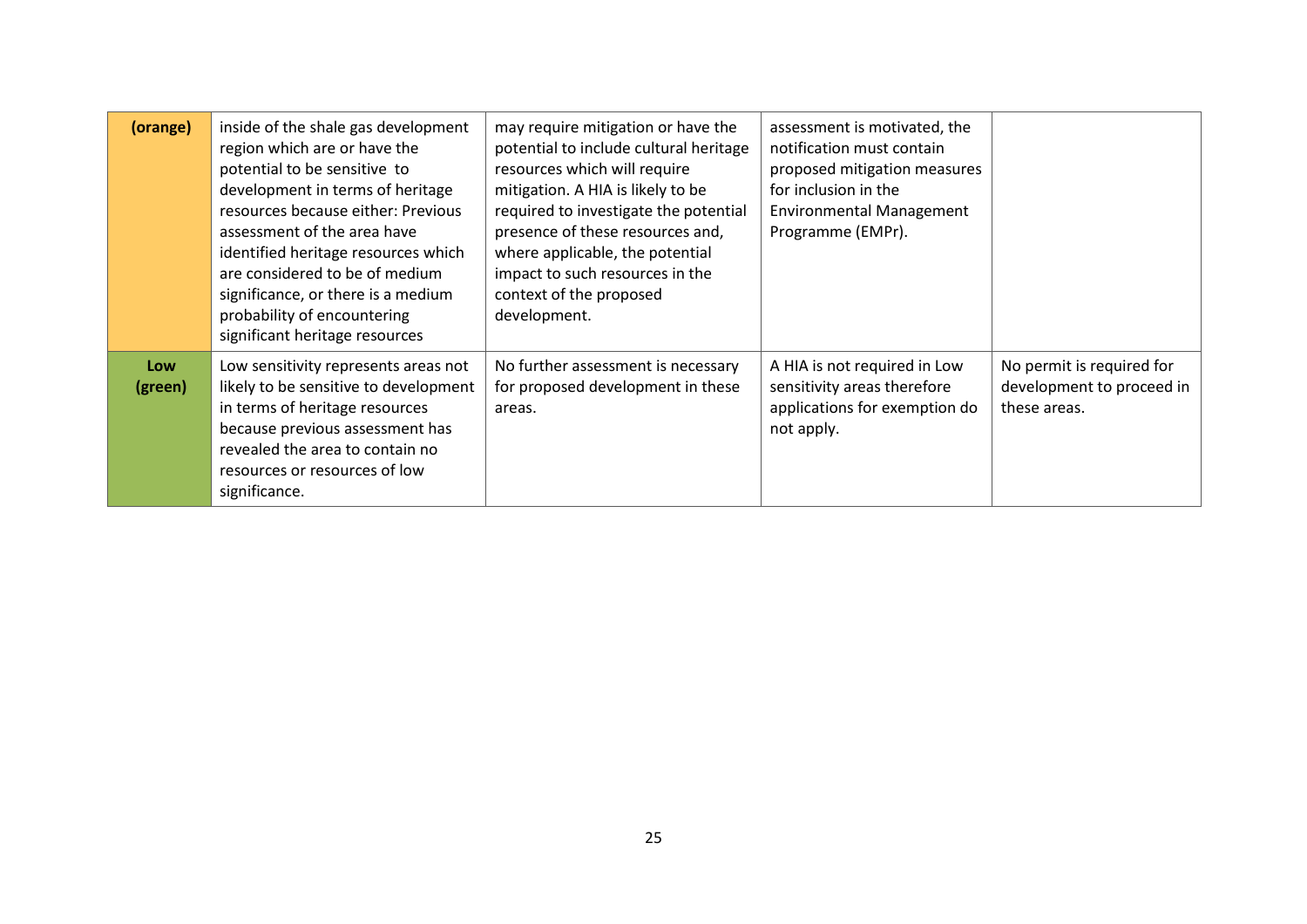| | | | | |
|---|---|---|---|---|
| **(orange)** | inside of the shale gas development region which are or have the potential to be sensitive to development in terms of heritage resources because either: Previous assessment of the area have identified heritage resources which are considered to be of medium significance, or there is a medium probability of encountering significant heritage resources | may require mitigation or have the potential to include cultural heritage resources which will require mitigation. A HIA is likely to be required to investigate the potential presence of these resources and, where applicable, the potential impact to such resources in the context of the proposed development. | assessment is motivated, the notification must contain proposed mitigation measures for inclusion in the Environmental Management Programme (EMPr). | |
| **Low (green)** | Low sensitivity represents areas not likely to be sensitive to development in terms of heritage resources because previous assessment has revealed the area to contain no resources or resources of low significance. | No further assessment is necessary for proposed development in these areas. | A HIA is not required in Low sensitivity areas therefore applications for exemption do not apply. | No permit is required for development to proceed in these areas. |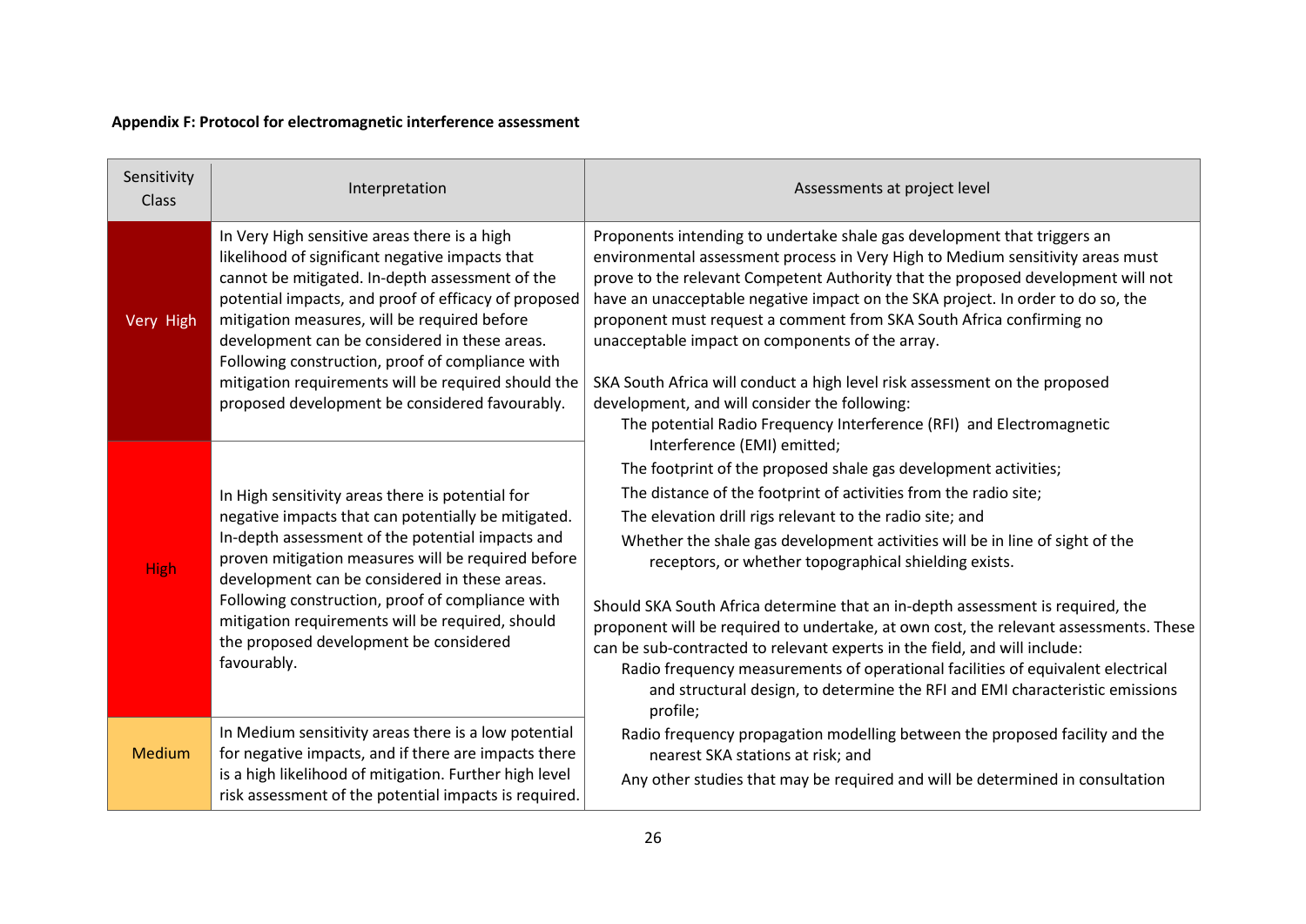**Appendix F: Protocol for electromagnetic interference assessment**

| Sensitivity Class | Interpretation | Assessments at project level |
|---|---|---|
| Very High | In Very High sensitive areas there is a high likelihood of significant negative impacts that cannot be mitigated. In-depth assessment of the potential impacts, and proof of efficacy of proposed mitigation measures, will be required before development can be considered in these areas. Following construction, proof of compliance with mitigation requirements will be required should the proposed development be considered favourably. | Proponents intending to undertake shale gas development that triggers an environmental assessment process in Very High to Medium sensitivity areas must prove to the relevant Competent Authority that the proposed development will not have an unacceptable negative impact on the SKA project. In order to do so, the proponent must request a comment from SKA South Africa confirming no unacceptable impact on components of the array.<br><br>SKA South Africa will conduct a high level risk assessment on the proposed development, and will consider the following:<br>The potential Radio Frequency Interference (RFI) and Electromagnetic Interference (EMI) emitted;<br>The footprint of the proposed shale gas development activities;<br>The distance of the footprint of activities from the radio site;<br>The elevation drill rigs relevant to the radio site; and<br>Whether the shale gas development activities will be in line of sight of the receptors, or whether topographical shielding exists.<br><br>Should SKA South Africa determine that an in-depth assessment is required, the proponent will be required to undertake, at own cost, the relevant assessments. These can be sub-contracted to relevant experts in the field, and will include:<br>Radio frequency measurements of operational facilities of equivalent electrical and structural design, to determine the RFI and EMI characteristic emissions profile;<br>Radio frequency propagation modelling between the proposed facility and the nearest SKA stations at risk; and<br>Any other studies that may be required and will be determined in consultation |
| High | In High sensitivity areas there is potential for negative impacts that can potentially be mitigated. In-depth assessment of the potential impacts and proven mitigation measures will be required before development can be considered in these areas. Following construction, proof of compliance with mitigation requirements will be required, should the proposed development be considered favourably. | |
| Medium | In Medium sensitivity areas there is a low potential for negative impacts, and if there are impacts there is a high likelihood of mitigation. Further high level risk assessment of the potential impacts is required. | |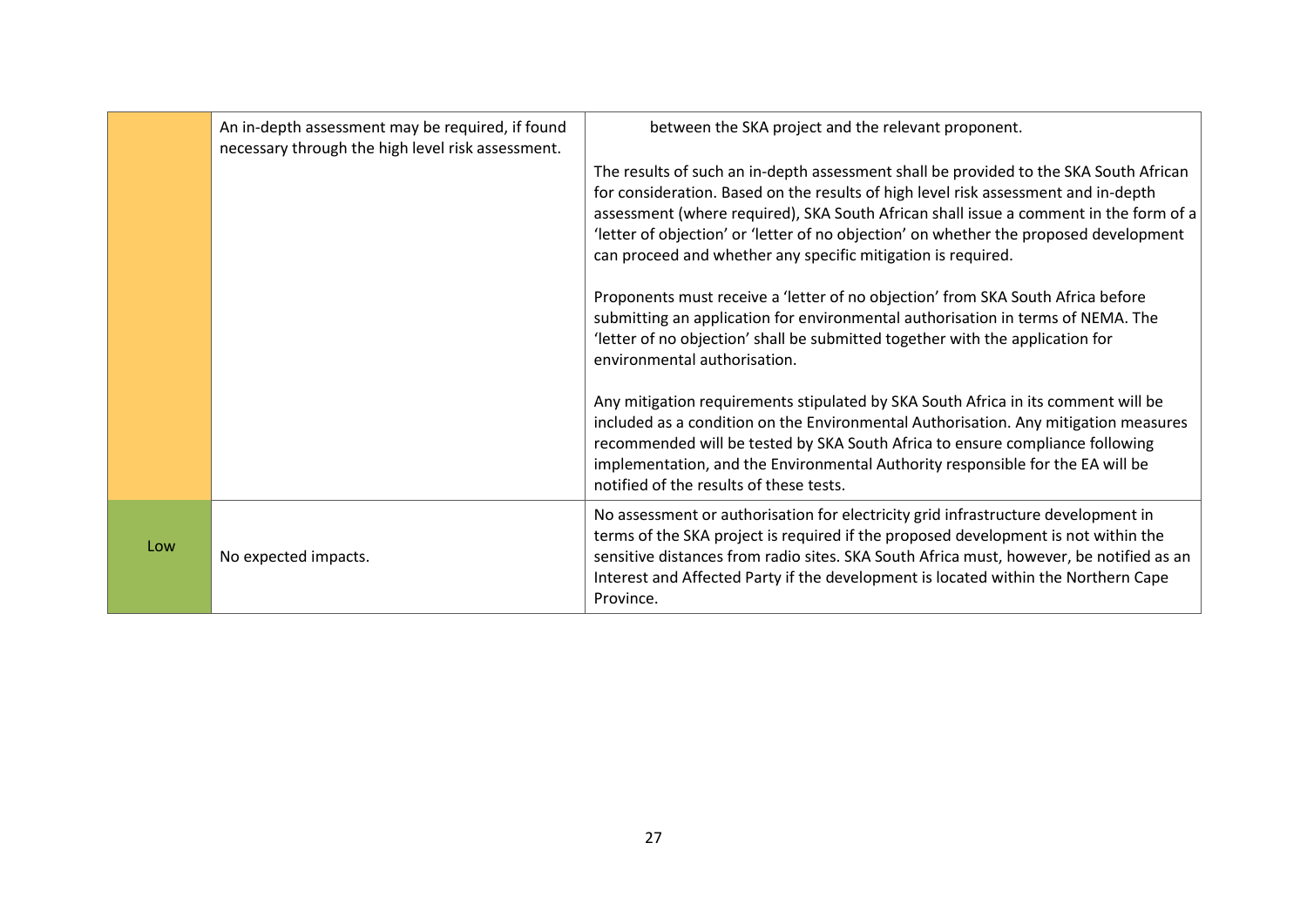| | | |
|---|---|---|
| | An in-depth assessment may be required, if found necessary through the high level risk assessment. | between the SKA project and the relevant proponent.<br><br>The results of such an in-depth assessment shall be provided to the SKA South African for consideration. Based on the results of high level risk assessment and in-depth assessment (where required), SKA South African shall issue a comment in the form of a 'letter of objection' or 'letter of no objection' on whether the proposed development can proceed and whether any specific mitigation is required.<br><br>Proponents must receive a 'letter of no objection' from SKA South Africa before submitting an application for environmental authorisation in terms of NEMA. The 'letter of no objection' shall be submitted together with the application for environmental authorisation.<br><br>Any mitigation requirements stipulated by SKA South Africa in its comment will be included as a condition on the Environmental Authorisation. Any mitigation measures recommended will be tested by SKA South Africa to ensure compliance following implementation, and the Environmental Authority responsible for the EA will be notified of the results of these tests. |
| Low | No expected impacts. | No assessment or authorisation for electricity grid infrastructure development in terms of the SKA project is required if the proposed development is not within the sensitive distances from radio sites. SKA South Africa must, however, be notified as an Interest and Affected Party if the development is located within the Northern Cape Province. |